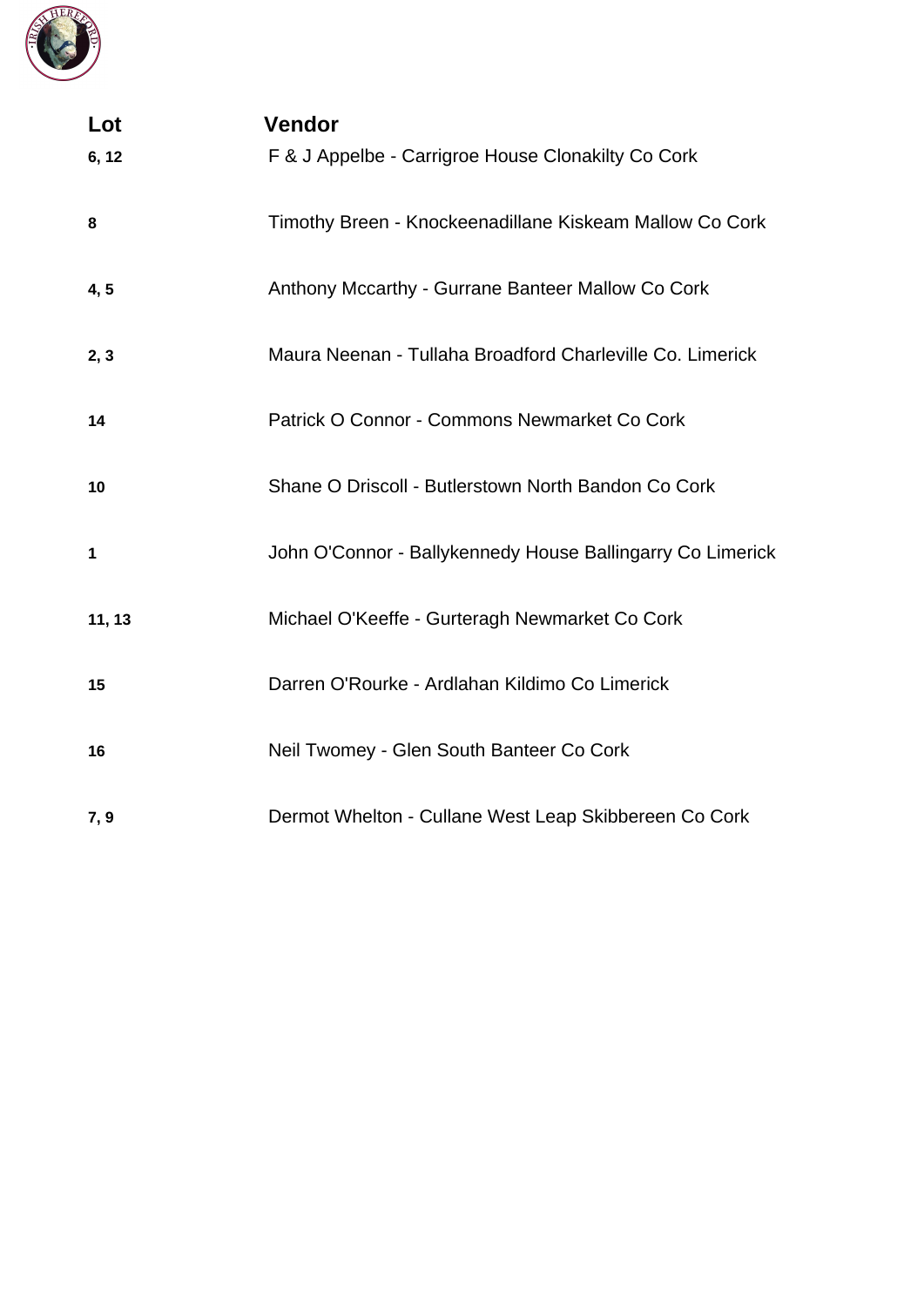| Lot | Vendor |
| --- | --- |
| 6, 12 | F & J Appelbe - Carrigroe House Clonakilty Co Cork |
| 8 | Timothy Breen - Knockeenadillane Kiskeam Mallow Co Cork |
| 4, 5 | Anthony Mccarthy - Gurrane Banteer Mallow Co Cork |
| 2, 3 | Maura Neenan - Tullaha Broadford Charleville Co. Limerick |
| 14 | Patrick O Connor - Commons Newmarket Co Cork |
| 10 | Shane O Driscoll - Butlerstown North Bandon Co Cork |
| 1 | John O'Connor - Ballykennedy House Ballingarry Co Limerick |
| 11, 13 | Michael O'Keeffe - Gurteragh Newmarket Co Cork |
| 15 | Darren O'Rourke - Ardlahan Kildimo Co Limerick |
| 16 | Neil Twomey - Glen South Banteer Co Cork |
| 7, 9 | Dermot Whelton - Cullane West Leap Skibbereen Co Cork |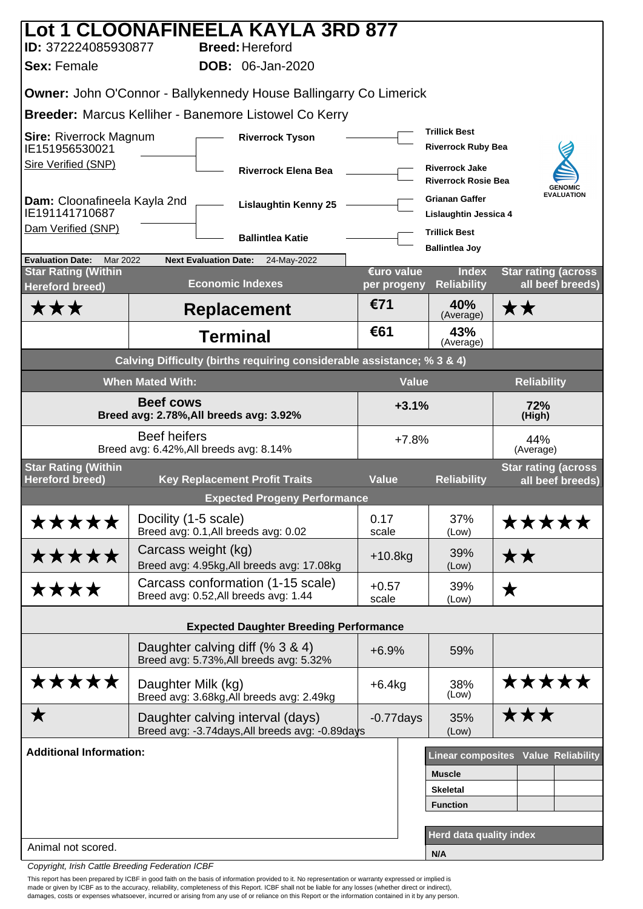# Lot 1 CLOONAFINEELA KAYLA 3RD 877

**ID:** 372224085930877 **Breed:** Hereford

**Sex:** Female **DOB:** 06-Jan-2020

**Owner:** John O'Connor - Ballykennedy House Ballingarry Co Limerick

**Breeder:** Marcus Kelliher - Banemore Listowel Co Kerry

**Sire:** Riverrock Magnum IE151956530021
Sire Verified (SNP)

- **Riverrock Tyson**
  - Trillick Best
  - Riverrock Ruby Bea
- **Riverrock Elena Bea**
  - Riverrock Jake
  - Riverrock Rosie Bea

**Dam:** Cloonafineela Kayla 2nd IE191141710687
Dam Verified (SNP)

- **Lislaughtin Kenny 25**
  - Grianan Gaffer
  - Lislaughtin Jessica 4
- **Ballintlea Katie**
  - Trillick Best
  - Ballintlea Joy

GENOMIC EVALUATION

**Evaluation Date:** Mar 2022 **Next Evaluation Date:** 24-May-2022

| Star Rating (Within Hereford breed) | Economic Indexes | €uro value per progeny | Index Reliability | Star rating (across all beef breeds) |
|---|---|---|---|---|
| ★★★ | **Replacement** | €71 | 40% (Average) | ★★ |
| | **Terminal** | €61 | 43% (Average) | |

| Calving Difficulty (births requiring considerable assistance; % 3 & 4) | | |
|---|---|---|
| **When Mated With:** | **Value** | **Reliability** |
| **Beef cows** Breed avg: 2.78%, All breeds avg: 3.92% | +3.1% | 72% (High) |
| Beef heifers Breed avg: 6.42%, All breeds avg: 8.14% | +7.8% | 44% (Average) |

| Star Rating (Within Hereford breed) | Key Replacement Profit Traits | Value | Reliability | Star rating (across all beef breeds) |
|---|---|---|---|---|
| | **Expected Progeny Performance** | | | |
| ★★★★★ | Docility (1-5 scale) Breed avg: 0.1, All breeds avg: 0.02 | 0.17 scale | 37% (Low) | ★★★★★ |
| ★★★★★ | Carcass weight (kg) Breed avg: 4.95kg, All breeds avg: 17.08kg | +10.8kg | 39% (Low) | ★★ |
| ★★★★ | Carcass conformation (1-15 scale) Breed avg: 0.52, All breeds avg: 1.44 | +0.57 scale | 39% (Low) | ★ |
| | **Expected Daughter Breeding Performance** | | | |
| | Daughter calving diff (% 3 & 4) Breed avg: 5.73%, All breeds avg: 5.32% | +6.9% | 59% | |
| ★★★★★ | Daughter Milk (kg) Breed avg: 3.68kg, All breeds avg: 2.49kg | +6.4kg | 38% (Low) | ★★★★★ |
| ★ | Daughter calving interval (days) Breed avg: -3.74days, All breeds avg: -0.89days | -0.77days | 35% (Low) | ★★★ |

**Additional Information:**

Animal not scored.

| Linear composites | Value | Reliability |
|---|---|---|
| Muscle | | |
| Skeletal | | |
| Function | | |

| Herd data quality index |
|---|
| N/A |

*Copyright, Irish Cattle Breeding Federation ICBF*

This report has been prepared by ICBF in good faith on the basis of information provided to it. No representation or warranty expressed or implied is made or given by ICBF as to the accuracy, reliability, completeness of this Report. ICBF shall not be liable for any losses (whether direct or indirect), damages, costs or expenses whatsoever, incurred or arising from any use of or reliance on this Report or the information contained in it by any person.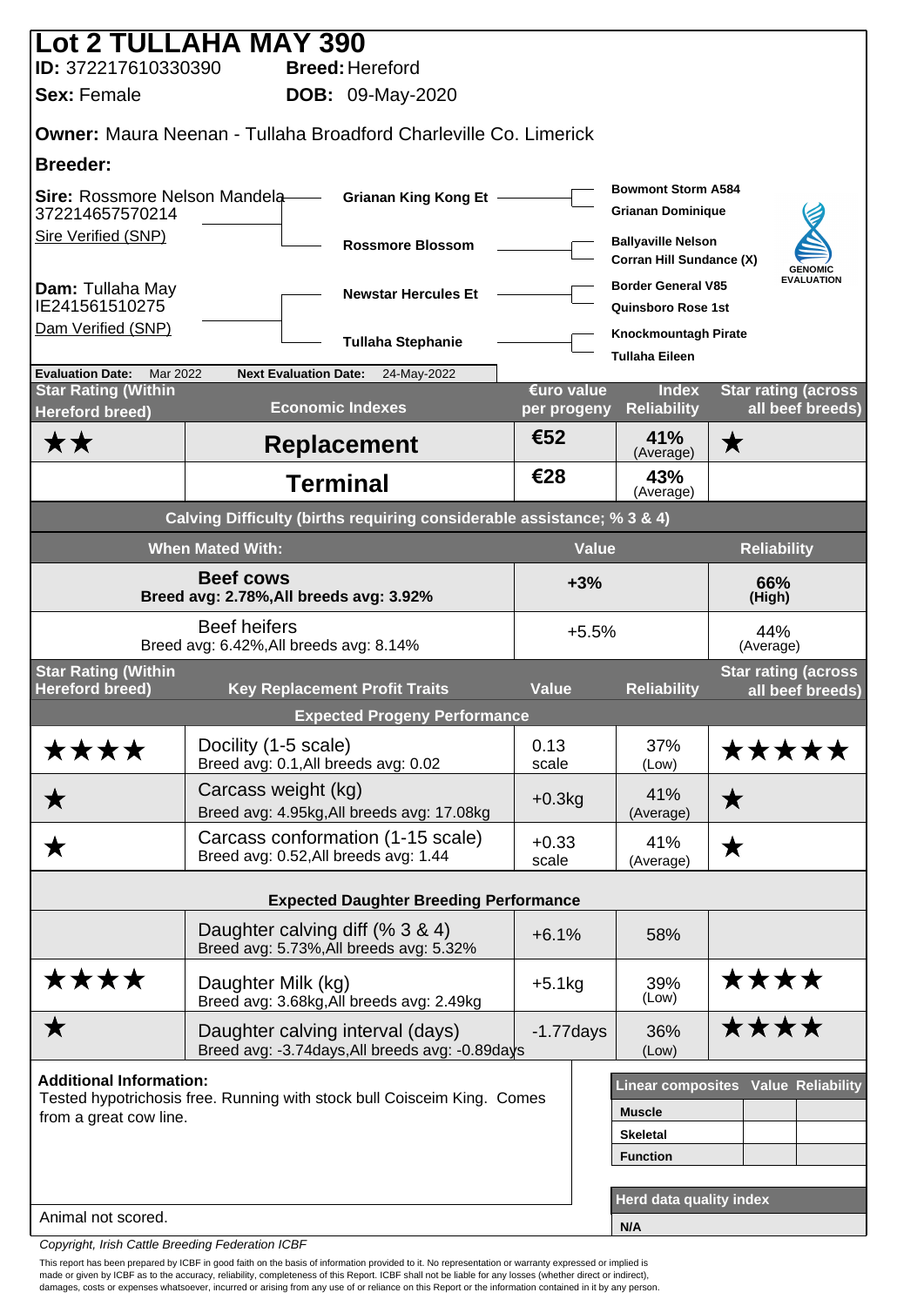# Lot 2 TULLAHA MAY 390

**ID:** 372217610330390 **Breed:** Hereford

**Sex:** Female **DOB:** 09-May-2020

**Owner:** Maura Neenan - Tullaha Broadford Charleville Co. Limerick

**Breeder:**

**Sire:** Rossmore Nelson Mandela 372214657570214
Sire Verified (SNP)

- Grianan King Kong Et
  - Bowmont Storm A584
  - Grianan Dominique
- Rossmore Blossom
  - Ballyaville Nelson
  - Corran Hill Sundance (X)

**Dam:** Tullaha May IE241561510275
Dam Verified (SNP)

- Newstar Hercules Et
  - Border General V85
  - Quinsboro Rose 1st
- Tullaha Stephanie
  - Knockmountagh Pirate
  - Tullaha Eileen

GENOMIC EVALUATION

**Evaluation Date:** Mar 2022 **Next Evaluation Date:** 24-May-2022

| Star Rating (Within Hereford breed) | Economic Indexes | €uro value per progeny | Index Reliability | Star rating (across all beef breeds) |
|---|---|---|---|---|
| ★★ | **Replacement** | €52 | 41% (Average) | ★ |
| | **Terminal** | €28 | 43% (Average) | |

**Calving Difficulty (births requiring considerable assistance; % 3 & 4)**

| When Mated With: | Value | Reliability |
|---|---|---|
| **Beef cows** Breed avg: 2.78%,All breeds avg: 3.92% | +3% | 66% (High) |
| Beef heifers Breed avg: 6.42%,All breeds avg: 8.14% | +5.5% | 44% (Average) |

| Star Rating (Within Hereford breed) | Key Replacement Profit Traits | Value | Reliability | Star rating (across all beef breeds) |
|---|---|---|---|---|
| | **Expected Progeny Performance** | | | |
| ★★★★ | Docility (1-5 scale) Breed avg: 0.1,All breeds avg: 0.02 | 0.13 scale | 37% (Low) | ★★★★★ |
| ★ | Carcass weight (kg) Breed avg: 4.95kg,All breeds avg: 17.08kg | +0.3kg | 41% (Average) | ★ |
| ★ | Carcass conformation (1-15 scale) Breed avg: 0.52,All breeds avg: 1.44 | +0.33 scale | 41% (Average) | ★ |
| | **Expected Daughter Breeding Performance** | | | |
| | Daughter calving diff (% 3 & 4) Breed avg: 5.73%,All breeds avg: 5.32% | +6.1% | 58% | |
| ★★★★ | Daughter Milk (kg) Breed avg: 3.68kg,All breeds avg: 2.49kg | +5.1kg | 39% (Low) | ★★★★ |
| ★ | Daughter calving interval (days) Breed avg: -3.74days,All breeds avg: -0.89days | -1.77days | 36% (Low) | ★★★★ |

**Additional Information:**
Tested hypotrichosis free. Running with stock bull Coisceim King. Comes from a great cow line.

Animal not scored.

| Linear composites | Value | Reliability |
|---|---|---|
| Muscle | | |
| Skeletal | | |
| Function | | |

| Herd data quality index |
|---|
| N/A |

*Copyright, Irish Cattle Breeding Federation ICBF*

This report has been prepared by ICBF in good faith on the basis of information provided to it. No representation or warranty expressed or implied is made or given by ICBF as to the accuracy, reliability, completeness of this Report. ICBF shall not be liable for any losses (whether direct or indirect), damages, costs or expenses whatsoever, incurred or arising from any use of or reliance on this Report or the information contained in it by any person.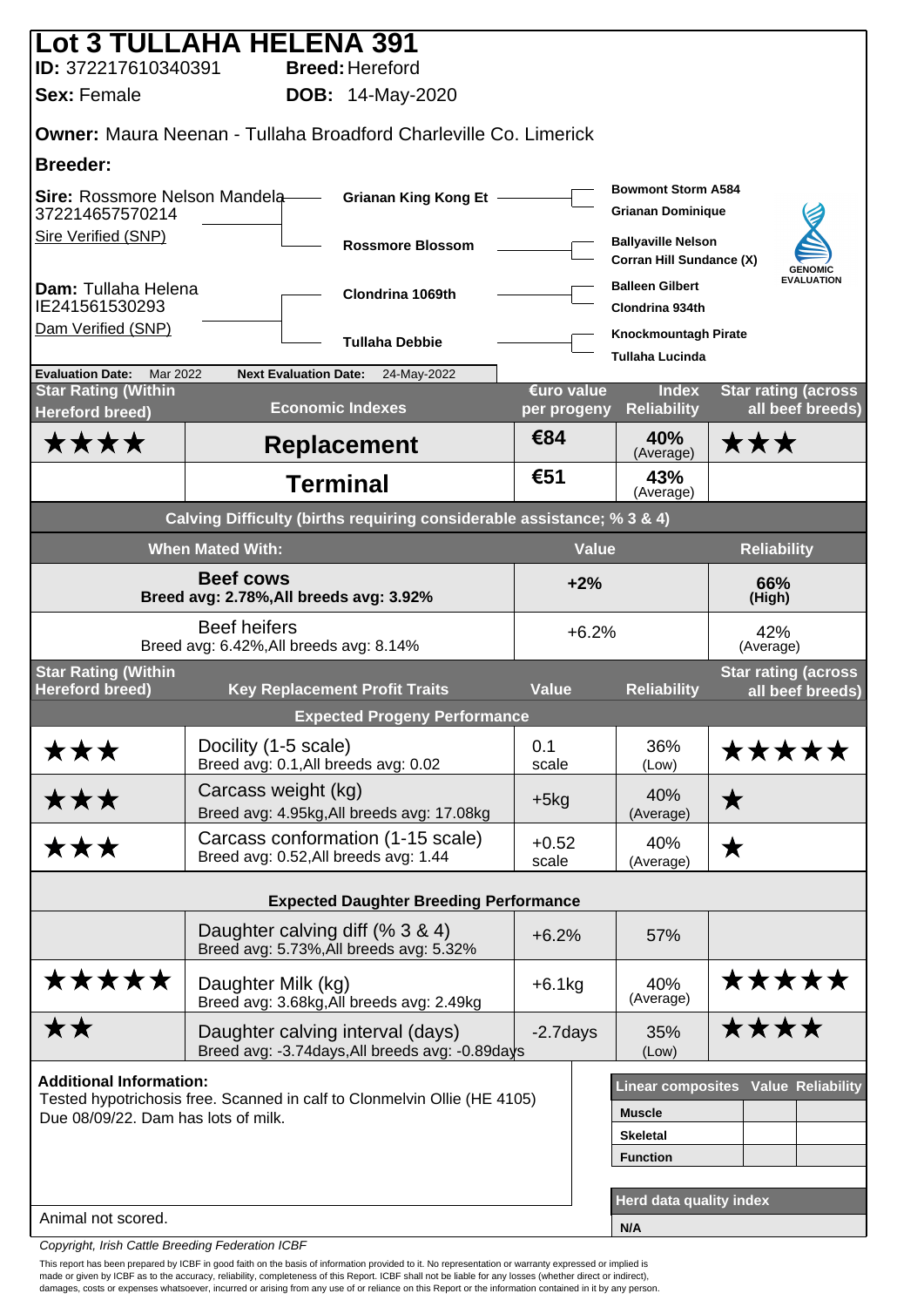# Lot 3 TULLAHA HELENA 391

**ID:** 372217610340391 **Breed:** Hereford

**Sex:** Female **DOB:** 14-May-2020

**Owner:** Maura Neenan - Tullaha Broadford Charleville Co. Limerick

**Breeder:**

| | | |
|---|---|---|
| **Sire:** Rossmore Nelson Mandela 372214657570214 Sire Verified (SNP) | **Grianan King Kong Et** | **Bowmont Storm A584** |
| | | **Grianan Dominique** |
| | **Rossmore Blossom** | **Ballyaville Nelson** |
| | | **Corran Hill Sundance (X)** |
| **Dam:** Tullaha Helena IE241561530293 Dam Verified (SNP) | **Clondrina 1069th** | **Balleen Gilbert** |
| | | **Clondrina 934th** |
| | **Tullaha Debbie** | **Knockmountagh Pirate** |
| | | **Tullaha Lucinda** |

GENOMIC EVALUATION

**Evaluation Date:** Mar 2022 **Next Evaluation Date:** 24-May-2022

| Star Rating (Within Hereford breed) | Economic Indexes | €uro value per progeny | Index Reliability | Star rating (across all beef breeds) |
|---|---|---|---|---|
| ★★★★ | **Replacement** | **€84** | **40%** (Average) | ★★★ |
| | **Terminal** | **€51** | **43%** (Average) | |

**Calving Difficulty (births requiring considerable assistance; % 3 & 4)**

| When Mated With: | Value | Reliability |
|---|---|---|
| **Beef cows** **Breed avg: 2.78%,All breeds avg: 3.92%** | **+2%** | **66% (High)** |
| Beef heifers Breed avg: 6.42%,All breeds avg: 8.14% | +6.2% | 42% (Average) |

| Star Rating (Within Hereford breed) | Key Replacement Profit Traits | Value | Reliability | Star rating (across all beef breeds) |
|---|---|---|---|---|
| | **Expected Progeny Performance** | | | |
| ★★★ | Docility (1-5 scale) Breed avg: 0.1,All breeds avg: 0.02 | 0.1 scale | 36% (Low) | ★★★★★ |
| ★★★ | Carcass weight (kg) Breed avg: 4.95kg,All breeds avg: 17.08kg | +5kg | 40% (Average) | ★ |
| ★★★ | Carcass conformation (1-15 scale) Breed avg: 0.52,All breeds avg: 1.44 | +0.52 scale | 40% (Average) | ★ |
| | **Expected Daughter Breeding Performance** | | | |
| | Daughter calving diff (% 3 & 4) Breed avg: 5.73%,All breeds avg: 5.32% | +6.2% | 57% | |
| ★★★★★ | Daughter Milk (kg) Breed avg: 3.68kg,All breeds avg: 2.49kg | +6.1kg | 40% (Average) | ★★★★★ |
| ★★ | Daughter calving interval (days) Breed avg: -3.74days,All breeds avg: -0.89days | -2.7days | 35% (Low) | ★★★★ |

**Additional Information:**
Tested hypotrichosis free. Scanned in calf to Clonmelvin Ollie (HE 4105) Due 08/09/22. Dam has lots of milk.

Animal not scored.

| Linear composites | Value | Reliability |
|---|---|---|
| **Muscle** | | |
| **Skeletal** | | |
| **Function** | | |

| Herd data quality index |
|---|
| **N/A** |

*Copyright, Irish Cattle Breeding Federation ICBF*

This report has been prepared by ICBF in good faith on the basis of information provided to it. No representation or warranty expressed or implied is made or given by ICBF as to the accuracy, reliability, completeness of this Report. ICBF shall not be liable for any losses (whether direct or indirect), damages, costs or expenses whatsoever, incurred or arising from any use of or reliance on this Report or the information contained in it by any person.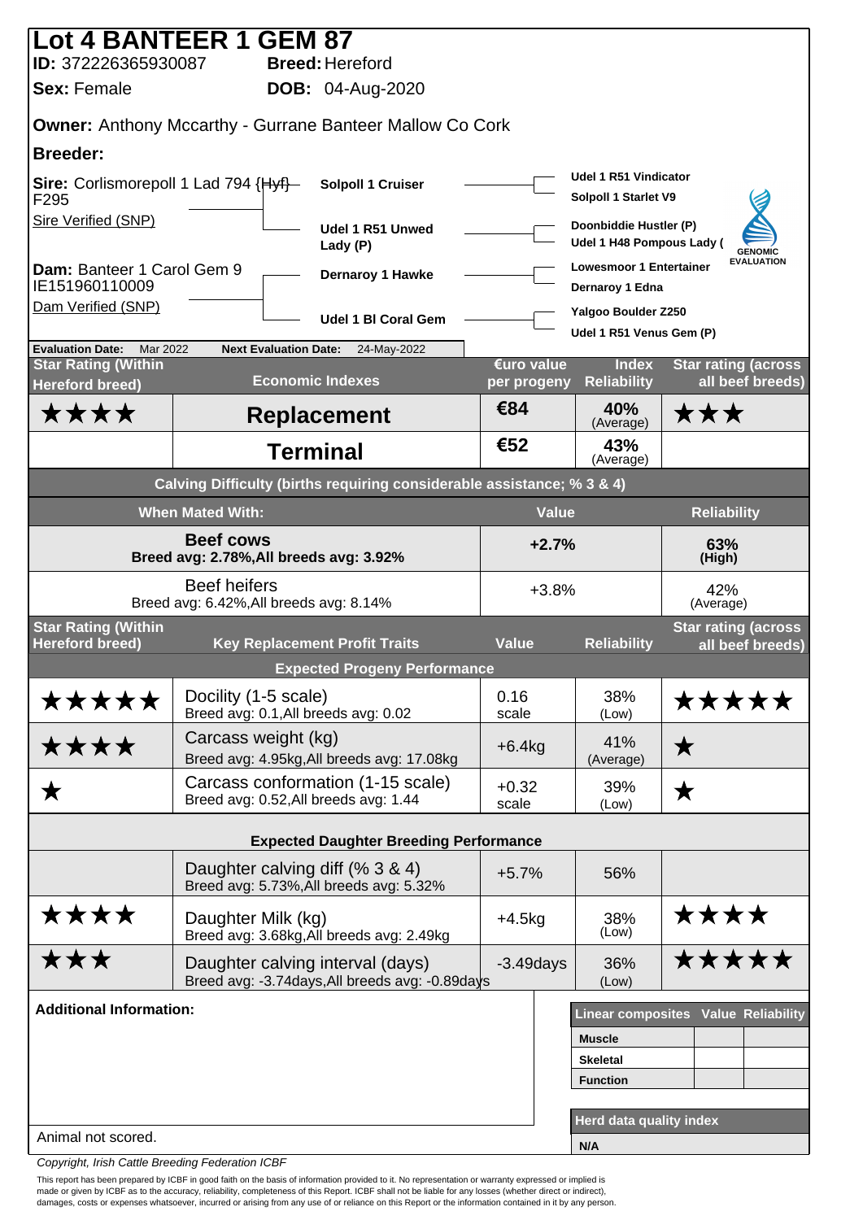# Lot 4 BANTEER 1 GEM 87

**ID:** 372226365930087 **Breed:** Hereford

**Sex:** Female **DOB:** 04-Aug-2020

**Owner:** Anthony Mccarthy - Gurrane Banteer Mallow Co Cork

**Breeder:**

**Sire:** Corlismorepoll 1 Lad 794 {Hyf} F295
Sire Verified (SNP)

- Solpoll 1 Cruiser
  - Udel 1 R51 Vindicator
  - Solpoll 1 Starlet V9
- Udel 1 R51 Unwed Lady (P)
  - Doonbiddie Hustler (P)
  - Udel 1 H48 Pompous Lady (

**Dam:** Banteer 1 Carol Gem 9 IE151960110009
Dam Verified (SNP)

- Dernaroy 1 Hawke
  - Lowesmoor 1 Entertainer
  - Dernaroy 1 Edna
- Udel 1 Bl Coral Gem
  - Yalgoo Boulder Z250
  - Udel 1 R51 Venus Gem (P)

GENOMIC EVALUATION

**Evaluation Date:** Mar 2022 **Next Evaluation Date:** 24-May-2022

| Star Rating (Within Hereford breed) | Economic Indexes | €uro value per progeny | Index Reliability | Star rating (across all beef breeds) |
|---|---|---|---|---|
| ★★★★ | Replacement | €84 | 40% (Average) | ★★★ |
| | Terminal | €52 | 43% (Average) | |

**Calving Difficulty (births requiring considerable assistance; % 3 & 4)**

| When Mated With: | Value | Reliability |
|---|---|---|
| **Beef cows** Breed avg: 2.78%,All breeds avg: 3.92% | +2.7% | 63% (High) |
| Beef heifers Breed avg: 6.42%,All breeds avg: 8.14% | +3.8% | 42% (Average) |

| Star Rating (Within Hereford breed) | Key Replacement Profit Traits | Value | Reliability | Star rating (across all beef breeds) |
|---|---|---|---|---|
| | **Expected Progeny Performance** | | | |
| ★★★★★ | Docility (1-5 scale) Breed avg: 0.1,All breeds avg: 0.02 | 0.16 scale | 38% (Low) | ★★★★★ |
| ★★★★ | Carcass weight (kg) Breed avg: 4.95kg,All breeds avg: 17.08kg | +6.4kg | 41% (Average) | ★ |
| ★ | Carcass conformation (1-15 scale) Breed avg: 0.52,All breeds avg: 1.44 | +0.32 scale | 39% (Low) | ★ |
| | **Expected Daughter Breeding Performance** | | | |
| | Daughter calving diff (% 3 & 4) Breed avg: 5.73%,All breeds avg: 5.32% | +5.7% | 56% | |
| ★★★★ | Daughter Milk (kg) Breed avg: 3.68kg,All breeds avg: 2.49kg | +4.5kg | 38% (Low) | ★★★★ |
| ★★★ | Daughter calving interval (days) Breed avg: -3.74days,All breeds avg: -0.89days | -3.49days | 36% (Low) | ★★★★★ |

**Additional Information:**

Animal not scored.

| Linear composites | Value | Reliability |
|---|---|---|
| Muscle | | |
| Skeletal | | |
| Function | | |

| Herd data quality index |
|---|
| N/A |

Copyright, Irish Cattle Breeding Federation ICBF

This report has been prepared by ICBF in good faith on the basis of information provided to it. No representation or warranty expressed or implied is made or given by ICBF as to the accuracy, reliability, completeness of this Report. ICBF shall not be liable for any losses (whether direct or indirect), damages, costs or expenses whatsoever, incurred or arising from any use of or reliance on this Report or the information contained in it by any person.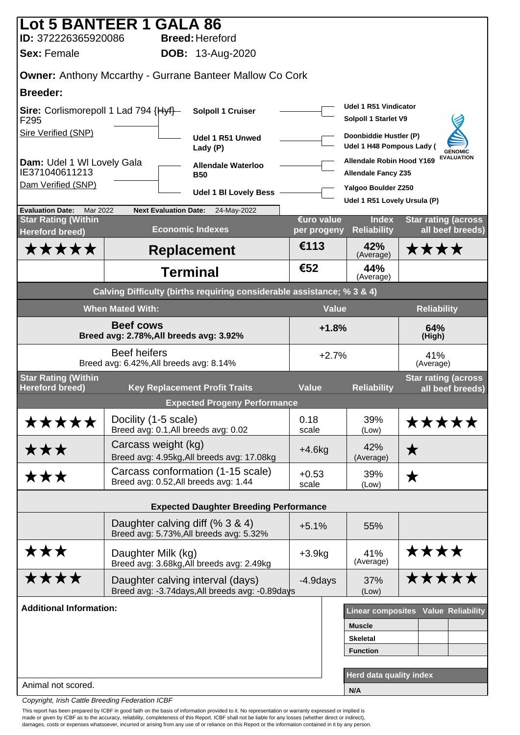# Lot 5 BANTEER 1 GALA 86

**ID:** 372226365920086 **Breed:** Hereford

**Sex:** Female **DOB:** 13-Aug-2020

**Owner:** Anthony Mccarthy - Gurrane Banteer Mallow Co Cork

**Breeder:**

**Sire:** Corlismorepoll 1 Lad 794 {Hyf} F295
Sire Verified (SNP)

**Dam:** Udel 1 Wl Lovely Gala IE371040611213
Dam Verified (SNP)

| Parent | Grandparent | Great-grandparent |
|---|---|---|
| Sire | Solpoll 1 Cruiser | Udel 1 R51 Vindicator |
| | | Solpoll 1 Starlet V9 |
| | Udel 1 R51 Unwed Lady (P) | Doonbiddie Hustler (P) |
| | | Udel 1 H48 Pompous Lady ( |
| Dam | Allendale Waterloo B50 | Allendale Robin Hood Y169 |
| | | Allendale Fancy Z35 |
| | Udel 1 Bl Lovely Bess | Yalgoo Boulder Z250 |
| | | Udel 1 R51 Lovely Ursula (P) |

GENOMIC EVALUATION

**Evaluation Date:** Mar 2022 **Next Evaluation Date:** 24-May-2022

| Star Rating (Within Hereford breed) | Economic Indexes | €uro value per progeny | Index Reliability | Star rating (across all beef breeds) |
|---|---|---|---|---|
| ★★★★★ | **Replacement** | €113 | 42% (Average) | ★★★★ |
| | **Terminal** | €52 | 44% (Average) | |

**Calving Difficulty (births requiring considerable assistance; % 3 & 4)**

| When Mated With: | Value | Reliability |
|---|---|---|
| **Beef cows** Breed avg: 2.78%,All breeds avg: 3.92% | +1.8% | 64% (High) |
| Beef heifers Breed avg: 6.42%,All breeds avg: 8.14% | +2.7% | 41% (Average) |

| Star Rating (Within Hereford breed) | Key Replacement Profit Traits | Value | Reliability | Star rating (across all beef breeds) |
|---|---|---|---|---|
| | **Expected Progeny Performance** | | | |
| ★★★★★ | Docility (1-5 scale) Breed avg: 0.1,All breeds avg: 0.02 | 0.18 scale | 39% (Low) | ★★★★★ |
| ★★★ | Carcass weight (kg) Breed avg: 4.95kg,All breeds avg: 17.08kg | +4.6kg | 42% (Average) | ★ |
| ★★★ | Carcass conformation (1-15 scale) Breed avg: 0.52,All breeds avg: 1.44 | +0.53 scale | 39% (Low) | ★ |
| | **Expected Daughter Breeding Performance** | | | |
| | Daughter calving diff (% 3 & 4) Breed avg: 5.73%,All breeds avg: 5.32% | +5.1% | 55% | |
| ★★★ | Daughter Milk (kg) Breed avg: 3.68kg,All breeds avg: 2.49kg | +3.9kg | 41% (Average) | ★★★★ |
| ★★★★ | Daughter calving interval (days) Breed avg: -3.74days,All breeds avg: -0.89days | -4.9days | 37% (Low) | ★★★★★ |

**Additional Information:**

Animal not scored.

| Linear composites | Value | Reliability |
|---|---|---|
| Muscle | | |
| Skeletal | | |
| Function | | |

| Herd data quality index |
|---|
| N/A |

*Copyright, Irish Cattle Breeding Federation ICBF*

This report has been prepared by ICBF in good faith on the basis of information provided to it. No representation or warranty expressed or implied is made or given by ICBF as to the accuracy, reliability, completeness of this Report. ICBF shall not be liable for any losses (whether direct or indirect), damages, costs or expenses whatsoever, incurred or arising from any use of or reliance on this Report or the information contained in it by any person.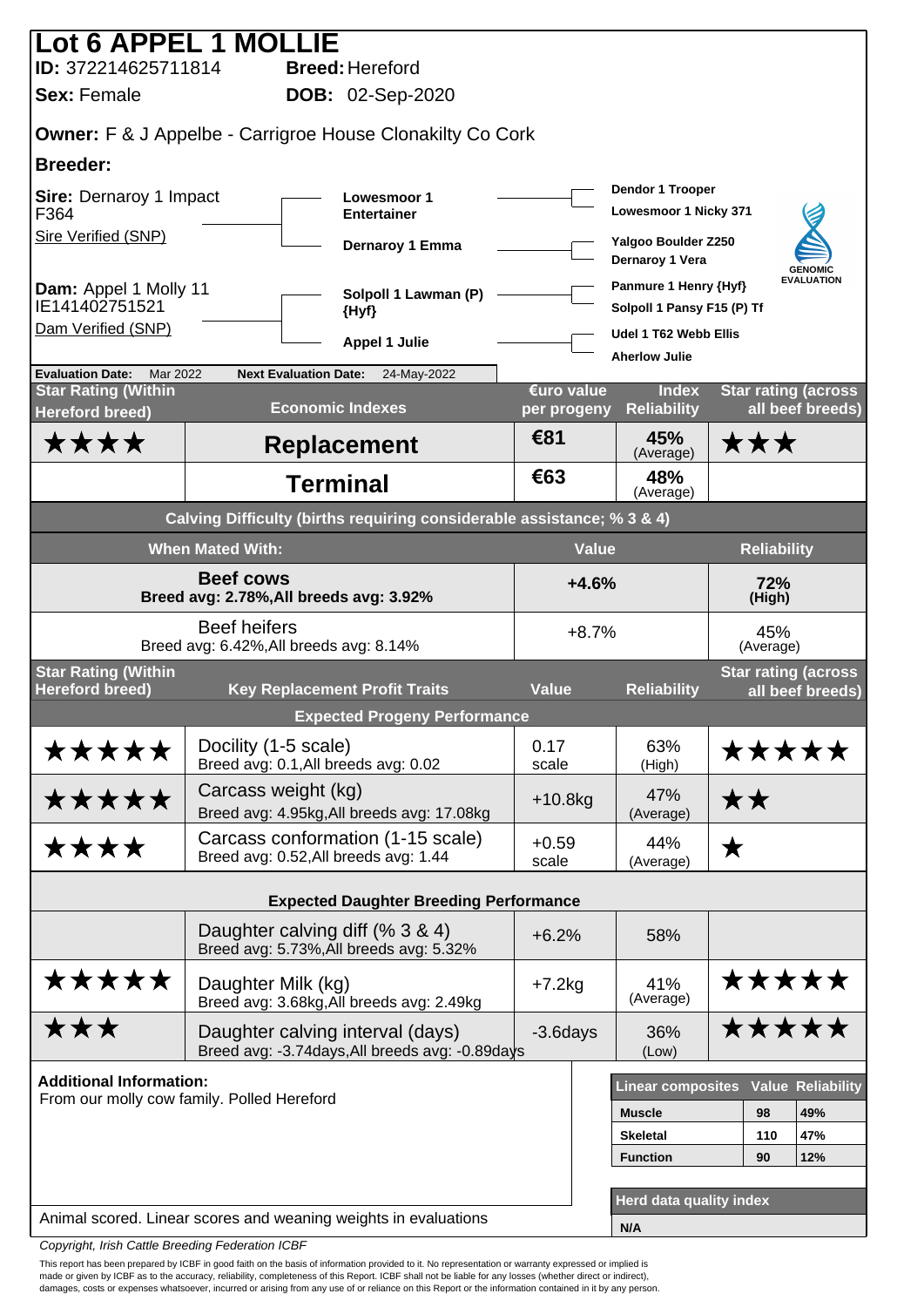# Lot 6 APPEL 1 MOLLIE

**ID:** 372214625711814 **Breed:** Hereford

**Sex:** Female **DOB:** 02-Sep-2020

**Owner:** F & J Appelbe - Carrigroe House Clonakilty Co Cork

**Breeder:**

**Sire:** Dernaroy 1 Impact F364
Sire Verified (SNP)

- Lowesmoor 1 Entertainer
  - Dendor 1 Trooper
  - Lowesmoor 1 Nicky 371
- Dernaroy 1 Emma
  - Yalgoo Boulder Z250
  - Dernaroy 1 Vera

**Dam:** Appel 1 Molly 11 IE141402751521
Dam Verified (SNP)

- Solpoll 1 Lawman (P) {Hyf}
  - Panmure 1 Henry {Hyf}
  - Solpoll 1 Pansy F15 (P) Tf
- Appel 1 Julie
  - Udel 1 T62 Webb Ellis
  - Aherlow Julie

GENOMIC EVALUATION

**Evaluation Date:** Mar 2022 **Next Evaluation Date:** 24-May-2022

| Star Rating (Within Hereford breed) | Economic Indexes | €uro value per progeny | Index Reliability | Star rating (across all beef breeds) |
|---|---|---|---|---|
| ★★★★ | Replacement | €81 | 45% (Average) | ★★★ |
| | Terminal | €63 | 48% (Average) | |

**Calving Difficulty (births requiring considerable assistance; % 3 & 4)**

| When Mated With: | Value | Reliability |
|---|---|---|
| Beef cows<br>Breed avg: 2.78%,All breeds avg: 3.92% | +4.6% | 72% (High) |
| Beef heifers<br>Breed avg: 6.42%,All breeds avg: 8.14% | +8.7% | 45% (Average) |

| Star Rating (Within Hereford breed) | Key Replacement Profit Traits | Value | Reliability | Star rating (across all beef breeds) |
|---|---|---|---|---|
| | **Expected Progeny Performance** | | | |
| ★★★★★ | Docility (1-5 scale)<br>Breed avg: 0.1,All breeds avg: 0.02 | 0.17 scale | 63% (High) | ★★★★★ |
| ★★★★★ | Carcass weight (kg)<br>Breed avg: 4.95kg,All breeds avg: 17.08kg | +10.8kg | 47% (Average) | ★★ |
| ★★★★ | Carcass conformation (1-15 scale)<br>Breed avg: 0.52,All breeds avg: 1.44 | +0.59 scale | 44% (Average) | ★ |
| | **Expected Daughter Breeding Performance** | | | |
| | Daughter calving diff (% 3 & 4)<br>Breed avg: 5.73%,All breeds avg: 5.32% | +6.2% | 58% | |
| ★★★★★ | Daughter Milk (kg)<br>Breed avg: 3.68kg,All breeds avg: 2.49kg | +7.2kg | 41% (Average) | ★★★★★ |
| ★★★ | Daughter calving interval (days)<br>Breed avg: -3.74days,All breeds avg: -0.89days | -3.6days | 36% (Low) | ★★★★★ |

**Additional Information:**
From our molly cow family. Polled Hereford

| Linear composites | Value | Reliability |
|---|---|---|
| Muscle | 98 | 49% |
| Skeletal | 110 | 47% |
| Function | 90 | 12% |

| Herd data quality index |
|---|
| N/A |

Animal scored. Linear scores and weaning weights in evaluations

*Copyright, Irish Cattle Breeding Federation ICBF*

This report has been prepared by ICBF in good faith on the basis of information provided to it. No representation or warranty expressed or implied is made or given by ICBF as to the accuracy, reliability, completeness of this Report. ICBF shall not be liable for any losses (whether direct or indirect), damages, costs or expenses whatsoever, incurred or arising from any use of or reliance on this Report or the information contained in it by any person.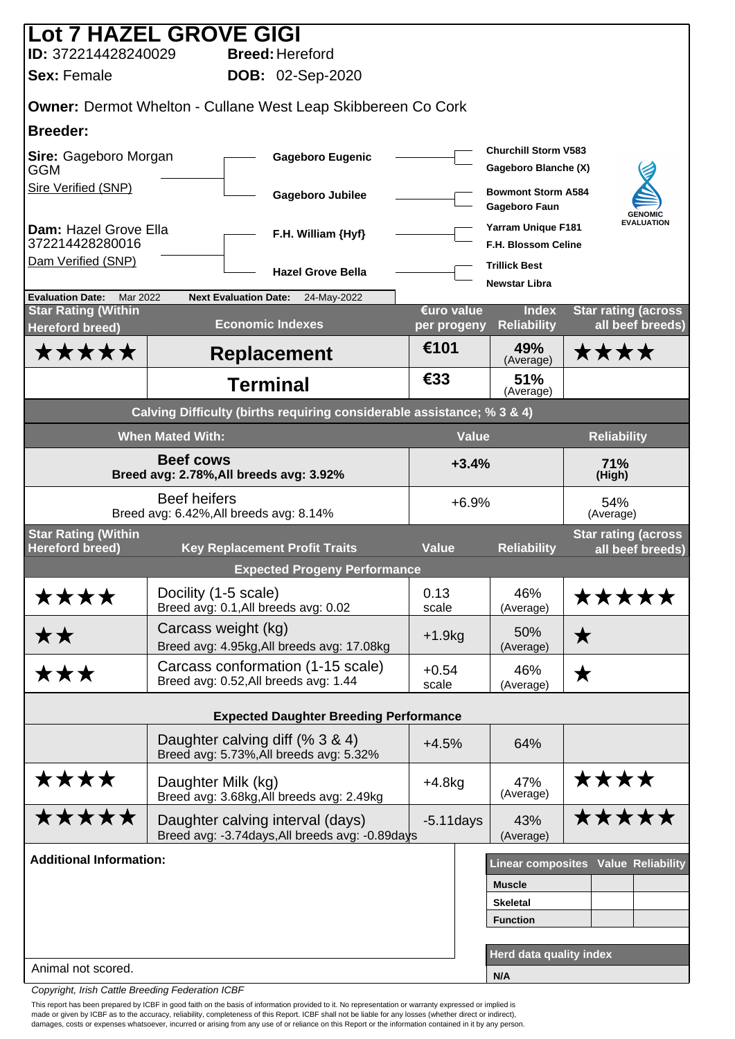# Lot 7 HAZEL GROVE GIGI

**ID:** 372214428240029 **Breed:** Hereford

**Sex:** Female **DOB:** 02-Sep-2020

**Owner:** Dermot Whelton - Cullane West Leap Skibbereen Co Cork

**Breeder:**

**Sire:** Gageboro Morgan GGM
Sire Verified (SNP)

- **Gageboro Eugenic**
  - Churchill Storm V583
  - Gageboro Blanche (X)
- **Gageboro Jubilee**
  - Bowmont Storm A584
  - Gageboro Faun

**Dam:** Hazel Grove Ella 372214428280016
Dam Verified (SNP)

- **F.H. William {Hyf}**
  - Yarram Unique F181
  - F.H. Blossom Celine
- **Hazel Grove Bella**
  - Trillick Best
  - Newstar Libra

GENOMIC EVALUATION

**Evaluation Date:** Mar 2022 **Next Evaluation Date:** 24-May-2022

| Star Rating (Within Hereford breed) | Economic Indexes | €uro value per progeny | Index Reliability | Star rating (across all beef breeds) |
|---|---|---|---|---|
| ★★★★★ | **Replacement** | €101 | 49% (Average) | ★★★★ |
| | **Terminal** | €33 | 51% (Average) | |

**Calving Difficulty (births requiring considerable assistance; % 3 & 4)**

| When Mated With: | Value | Reliability |
|---|---|---|
| **Beef cows** Breed avg: 2.78%,All breeds avg: 3.92% | **+3.4%** | **71% (High)** |
| Beef heifers Breed avg: 6.42%,All breeds avg: 8.14% | +6.9% | 54% (Average) |

| Star Rating (Within Hereford breed) | Key Replacement Profit Traits | Value | Reliability | Star rating (across all beef breeds) |
|---|---|---|---|---|
| | **Expected Progeny Performance** | | | |
| ★★★★ | Docility (1-5 scale) Breed avg: 0.1,All breeds avg: 0.02 | 0.13 scale | 46% (Average) | ★★★★★ |
| ★★ | Carcass weight (kg) Breed avg: 4.95kg,All breeds avg: 17.08kg | +1.9kg | 50% (Average) | ★ |
| ★★★ | Carcass conformation (1-15 scale) Breed avg: 0.52,All breeds avg: 1.44 | +0.54 scale | 46% (Average) | ★ |
| | **Expected Daughter Breeding Performance** | | | |
| | Daughter calving diff (% 3 & 4) Breed avg: 5.73%,All breeds avg: 5.32% | +4.5% | 64% | |
| ★★★★ | Daughter Milk (kg) Breed avg: 3.68kg,All breeds avg: 2.49kg | +4.8kg | 47% (Average) | ★★★★ |
| ★★★★★ | Daughter calving interval (days) Breed avg: -3.74days,All breeds avg: -0.89days | -5.11days | 43% (Average) | ★★★★★ |

**Additional Information:**

Animal not scored.

| Linear composites | Value | Reliability |
|---|---|---|
| Muscle | | |
| Skeletal | | |
| Function | | |

| Herd data quality index |
|---|
| N/A |

*Copyright, Irish Cattle Breeding Federation ICBF*

This report has been prepared by ICBF in good faith on the basis of information provided to it. No representation or warranty expressed or implied is made or given by ICBF as to the accuracy, reliability, completeness of this Report. ICBF shall not be liable for any losses (whether direct or indirect), damages, costs or expenses whatsoever, incurred or arising from any use of or reliance on this Report or the information contained in it by any person.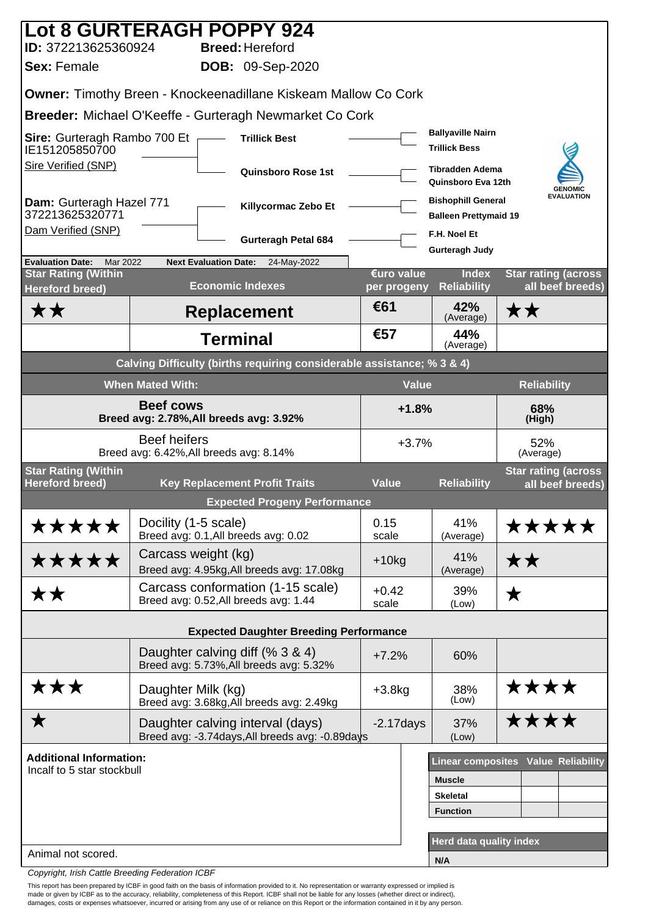# Lot 8 GURTERAGH POPPY 924

**ID:** 372213625360924 **Breed:** Hereford

**Sex:** Female **DOB:** 09-Sep-2020

**Owner:** Timothy Breen - Knockeenadillane Kiskeam Mallow Co Cork

**Breeder:** Michael O'Keeffe - Gurteragh Newmarket Co Cork

**Sire:** Gurteragh Rambo 700 Et
IE151205850700
Sire Verified (SNP)

- Trillick Best
  - Ballyaville Nairn
  - Trillick Bess
- Quinsboro Rose 1st
  - Tibradden Adema
  - Quinsboro Eva 12th

**Dam:** Gurteragh Hazel 771
372213625320771
Dam Verified (SNP)

- Killycormac Zebo Et
  - Bishophill General
  - Balleen Prettymaid 19
- Gurteragh Petal 684
  - F.H. Noel Et
  - Gurteragh Judy

GENOMIC EVALUATION

**Evaluation Date:** Mar 2022 **Next Evaluation Date:** 24-May-2022

| Star Rating (Within Hereford breed) | Economic Indexes | €uro value per progeny | Index Reliability | Star rating (across all beef breeds) |
|---|---|---|---|---|
| ★★ | **Replacement** | €61 | 42% (Average) | ★★ |
| | **Terminal** | €57 | 44% (Average) | |

**Calving Difficulty (births requiring considerable assistance; % 3 & 4)**

| When Mated With: | Value | Reliability |
|---|---|---|
| **Beef cows** Breed avg: 2.78%,All breeds avg: 3.92% | **+1.8%** | **68% (High)** |
| Beef heifers Breed avg: 6.42%,All breeds avg: 8.14% | +3.7% | 52% (Average) |

| Star Rating (Within Hereford breed) | Key Replacement Profit Traits | Value | Reliability | Star rating (across all beef breeds) |
|---|---|---|---|---|
| | **Expected Progeny Performance** | | | |
| ★★★★★ | Docility (1-5 scale) Breed avg: 0.1,All breeds avg: 0.02 | 0.15 scale | 41% (Average) | ★★★★★ |
| ★★★★★ | Carcass weight (kg) Breed avg: 4.95kg,All breeds avg: 17.08kg | +10kg | 41% (Average) | ★★ |
| ★★ | Carcass conformation (1-15 scale) Breed avg: 0.52,All breeds avg: 1.44 | +0.42 scale | 39% (Low) | ★ |
| | **Expected Daughter Breeding Performance** | | | |
| | Daughter calving diff (% 3 & 4) Breed avg: 5.73%,All breeds avg: 5.32% | +7.2% | 60% | |
| ★★★ | Daughter Milk (kg) Breed avg: 3.68kg,All breeds avg: 2.49kg | +3.8kg | 38% (Low) | ★★★★ |
| ★ | Daughter calving interval (days) Breed avg: -3.74days,All breeds avg: -0.89days | -2.17days | 37% (Low) | ★★★★ |

**Additional Information:**
Incalf to 5 star stockbull

Animal not scored.

| Linear composites | Value | Reliability |
|---|---|---|
| Muscle | | |
| Skeletal | | |
| Function | | |

| Herd data quality index |
|---|
| N/A |

Copyright, Irish Cattle Breeding Federation ICBF

This report has been prepared by ICBF in good faith on the basis of information provided to it. No representation or warranty expressed or implied is made or given by ICBF as to the accuracy, reliability, completeness of this Report. ICBF shall not be liable for any losses (whether direct or indirect), damages, costs or expenses whatsoever, incurred or arising from any use of or reliance on this Report or the information contained in it by any person.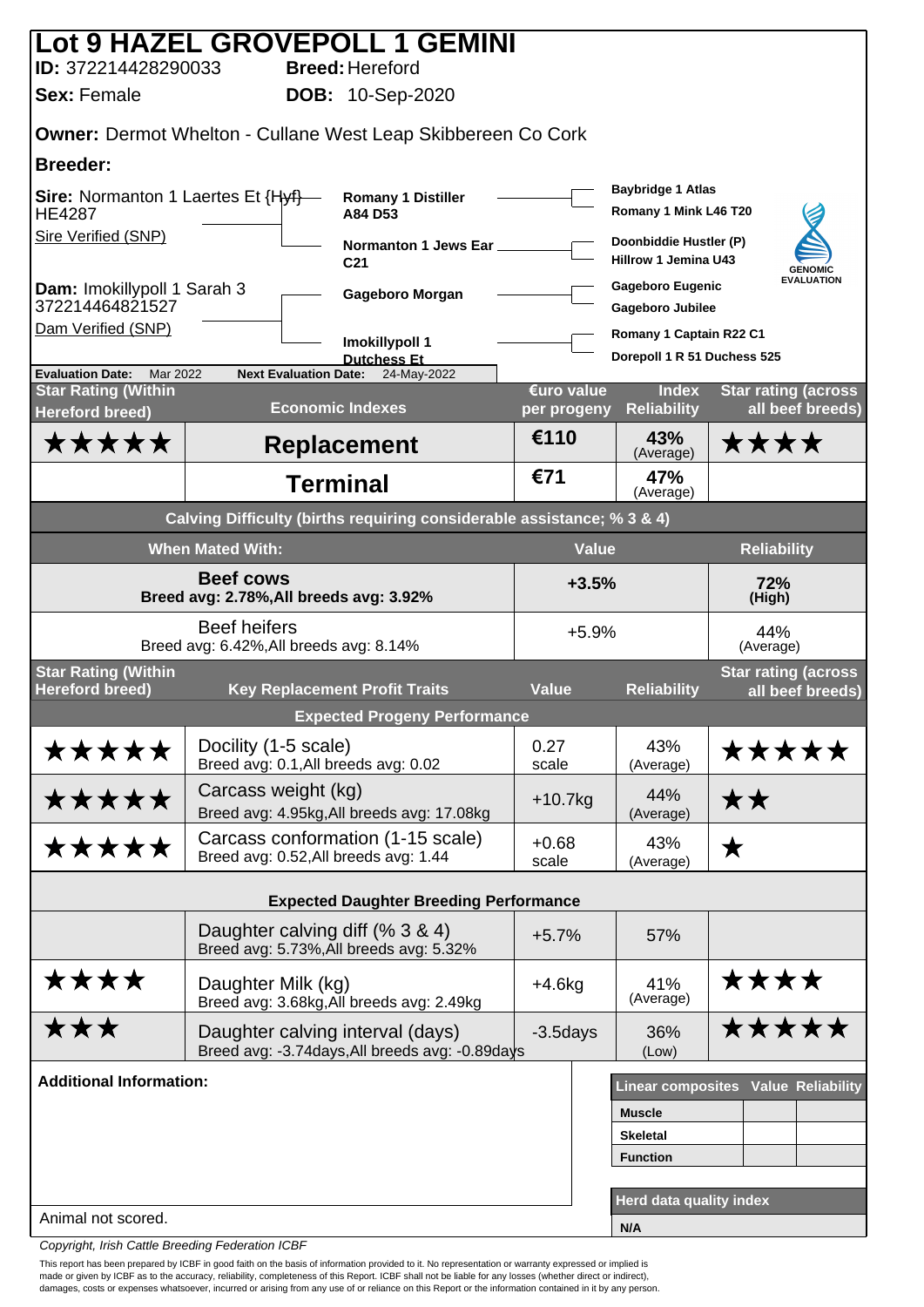# Lot 9 HAZEL GROVEPOLL 1 GEMINI

**ID:** 372214428290033 **Breed:** Hereford

**Sex:** Female **DOB:** 10-Sep-2020

**Owner:** Dermot Whelton - Cullane West Leap Skibbereen Co Cork

**Breeder:**

**Sire:** Normanton 1 Laertes Et {Hyf} HE4287
Sire Verified (SNP)

- **Romany 1 Distiller A84 D53**
  - Baybridge 1 Atlas
  - Romany 1 Mink L46 T20
- **Normanton 1 Jews Ear C21**
  - Doonbiddie Hustler (P)
  - Hillrow 1 Jemina U43

**Dam:** Imokillypoll 1 Sarah 3 372214464821527
Dam Verified (SNP)

- **Gageboro Morgan**
  - Gageboro Eugenic
  - Gageboro Jubilee
- **Imokillypoll 1 Dutchess Et**
  - Romany 1 Captain R22 C1
  - Dorepoll 1 R 51 Duchess 525

GENOMIC EVALUATION

**Evaluation Date:** Mar 2022 **Next Evaluation Date:** 24-May-2022

| Star Rating (Within Hereford breed) | Economic Indexes | €uro value per progeny | Index Reliability | Star rating (across all beef breeds) |
|---|---|---|---|---|
| ★★★★★ | **Replacement** | €110 | 43% (Average) | ★★★★ |
| | **Terminal** | €71 | 47% (Average) | |

**Calving Difficulty (births requiring considerable assistance; % 3 & 4)**

| When Mated With: | Value | Reliability |
|---|---|---|
| **Beef cows** Breed avg: 2.78%, All breeds avg: 3.92% | +3.5% | 72% (High) |
| Beef heifers Breed avg: 6.42%, All breeds avg: 8.14% | +5.9% | 44% (Average) |

| Star Rating (Within Hereford breed) | Key Replacement Profit Traits | Value | Reliability | Star rating (across all beef breeds) |
|---|---|---|---|---|
| | **Expected Progeny Performance** | | | |
| ★★★★★ | Docility (1-5 scale) Breed avg: 0.1, All breeds avg: 0.02 | 0.27 scale | 43% (Average) | ★★★★★ |
| ★★★★★ | Carcass weight (kg) Breed avg: 4.95kg, All breeds avg: 17.08kg | +10.7kg | 44% (Average) | ★★ |
| ★★★★★ | Carcass conformation (1-15 scale) Breed avg: 0.52, All breeds avg: 1.44 | +0.68 scale | 43% (Average) | ★ |
| | **Expected Daughter Breeding Performance** | | | |
| | Daughter calving diff (% 3 & 4) Breed avg: 5.73%, All breeds avg: 5.32% | +5.7% | 57% | |
| ★★★★ | Daughter Milk (kg) Breed avg: 3.68kg, All breeds avg: 2.49kg | +4.6kg | 41% (Average) | ★★★★ |
| ★★★ | Daughter calving interval (days) Breed avg: -3.74days, All breeds avg: -0.89days | -3.5days | 36% (Low) | ★★★★★ |

**Additional Information:**

Animal not scored.

| Linear composites | Value | Reliability |
|---|---|---|
| Muscle | | |
| Skeletal | | |
| Function | | |

**Herd data quality index**

N/A

*Copyright, Irish Cattle Breeding Federation ICBF*

This report has been prepared by ICBF in good faith on the basis of information provided to it. No representation or warranty expressed or implied is made or given by ICBF as to the accuracy, reliability, completeness of this Report. ICBF shall not be liable for any losses (whether direct or indirect), damages, costs or expenses whatsoever, incurred or arising from any use of or reliance on this Report or the information contained in it by any person.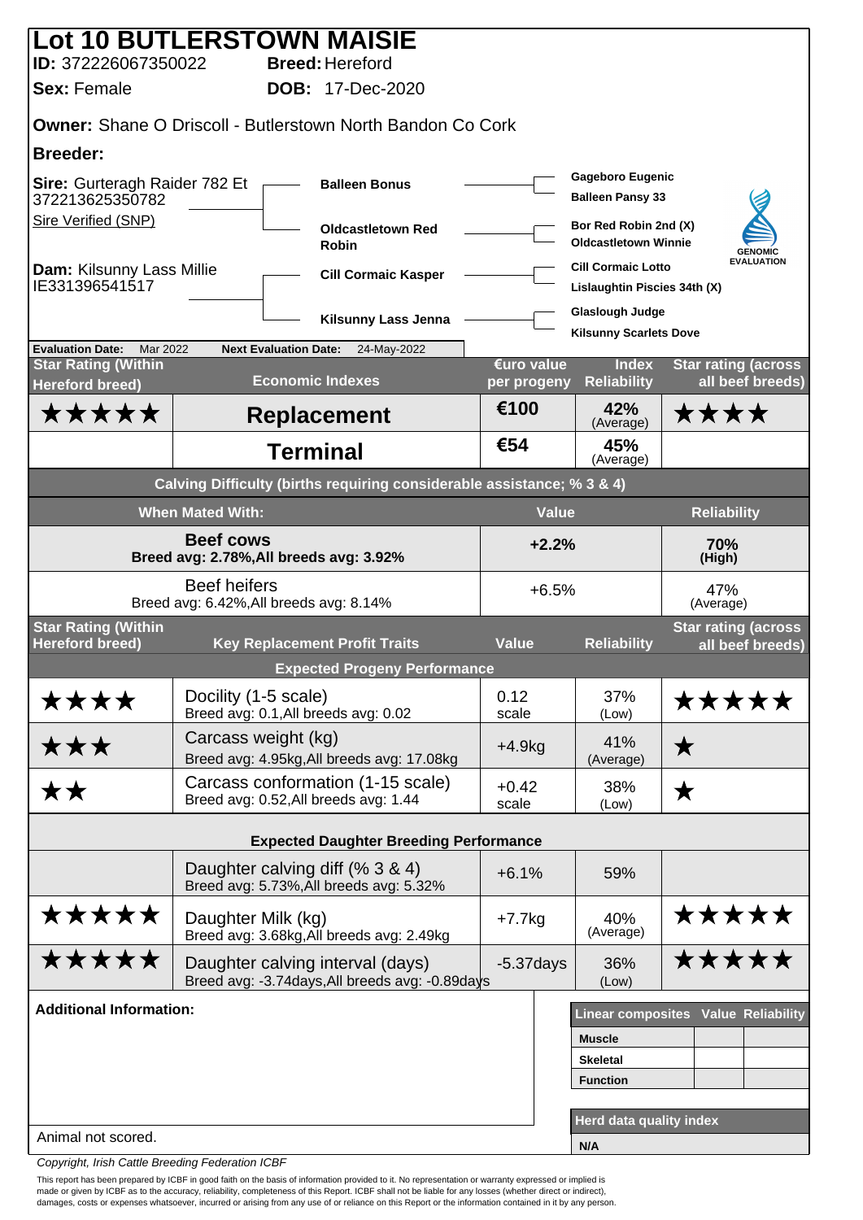# Lot 10 BUTLERSTOWN MAISIE

**ID:** 372226067350022 **Breed:** Hereford

**Sex:** Female **DOB:** 17-Dec-2020

**Owner:** Shane O Driscoll - Butlerstown North Bandon Co Cork

**Breeder:**

**Sire:** Gurteragh Raider 782 Et 372213625350782
Sire Verified (SNP)

- **Balleen Bonus**
  - Gageboro Eugenic
  - Balleen Pansy 33
- **Oldcastletown Red Robin**
  - Bor Red Robin 2nd (X)
  - Oldcastletown Winnie

**Dam:** Kilsunny Lass Millie IE331396541517

- **Cill Cormaic Kasper**
  - Cill Cormaic Lotto
  - Lislaughtin Piscies 34th (X)
- **Kilsunny Lass Jenna**
  - Glaslough Judge
  - Kilsunny Scarlets Dove

GENOMIC EVALUATION

**Evaluation Date:** Mar 2022 **Next Evaluation Date:** 24-May-2022

| Star Rating (Within Hereford breed) | Economic Indexes | €uro value per progeny | Index Reliability | Star rating (across all beef breeds) |
|---|---|---|---|---|
| ★★★★★ | **Replacement** | €100 | 42% (Average) | ★★★★ |
| | **Terminal** | €54 | 45% (Average) | |

**Calving Difficulty (births requiring considerable assistance; % 3 & 4)**

| When Mated With: | Value | Reliability |
|---|---|---|
| **Beef cows** Breed avg: 2.78%,All breeds avg: 3.92% | +2.2% | 70% (High) |
| Beef heifers Breed avg: 6.42%,All breeds avg: 8.14% | +6.5% | 47% (Average) |

| Star Rating (Within Hereford breed) | Key Replacement Profit Traits | Value | Reliability | Star rating (across all beef breeds) |
|---|---|---|---|---|
| | **Expected Progeny Performance** | | | |
| ★★★★ | Docility (1-5 scale) Breed avg: 0.1,All breeds avg: 0.02 | 0.12 scale | 37% (Low) | ★★★★★ |
| ★★★ | Carcass weight (kg) Breed avg: 4.95kg,All breeds avg: 17.08kg | +4.9kg | 41% (Average) | ★ |
| ★★ | Carcass conformation (1-15 scale) Breed avg: 0.52,All breeds avg: 1.44 | +0.42 scale | 38% (Low) | ★ |
| | **Expected Daughter Breeding Performance** | | | |
| | Daughter calving diff (% 3 & 4) Breed avg: 5.73%,All breeds avg: 5.32% | +6.1% | 59% | |
| ★★★★★ | Daughter Milk (kg) Breed avg: 3.68kg,All breeds avg: 2.49kg | +7.7kg | 40% (Average) | ★★★★★ |
| ★★★★★ | Daughter calving interval (days) Breed avg: -3.74days,All breeds avg: -0.89days | -5.37days | 36% (Low) | ★★★★★ |

**Additional Information:**

Animal not scored.

| Linear composites | Value | Reliability |
|---|---|---|
| Muscle | | |
| Skeletal | | |
| Function | | |

| Herd data quality index |
|---|
| N/A |

*Copyright, Irish Cattle Breeding Federation ICBF*

This report has been prepared by ICBF in good faith on the basis of information provided to it. No representation or warranty expressed or implied is made or given by ICBF as to the accuracy, reliability, completeness of this Report. ICBF shall not be liable for any losses (whether direct or indirect), damages, costs or expenses whatsoever, incurred or arising from any use of or reliance on this Report or the information contained in it by any person.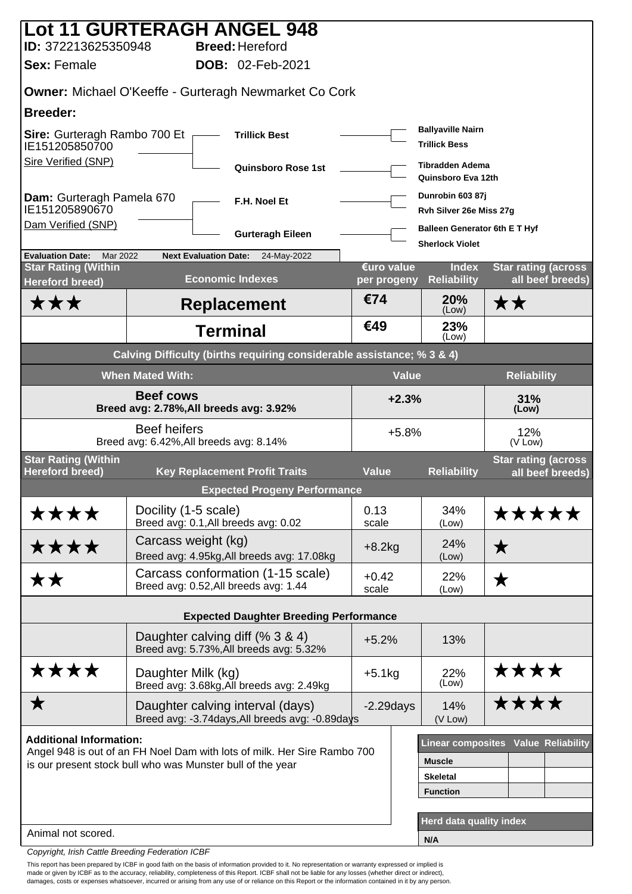# Lot 11 GURTERAGH ANGEL 948

**ID:** 372213625350948 **Breed:** Hereford

**Sex:** Female **DOB:** 02-Feb-2021

**Owner:** Michael O'Keeffe - Gurteragh Newmarket Co Cork

**Breeder:**

| | | |
|---|---|---|
| **Sire:** Gurteragh Rambo 700 Et IE151205850700 Sire Verified (SNP) | **Trillick Best** | **Ballyaville Nairn** |
| | | **Trillick Bess** |
| | **Quinsboro Rose 1st** | **Tibradden Adema** |
| | | **Quinsboro Eva 12th** |
| **Dam:** Gurteragh Pamela 670 IE151205890670 Dam Verified (SNP) | **F.H. Noel Et** | **Dunrobin 603 87j** |
| | | **Rvh Silver 26e Miss 27g** |
| | **Gurteragh Eileen** | **Balleen Generator 6th E T Hyf** |
| | | **Sherlock Violet** |

**Evaluation Date:** Mar 2022 **Next Evaluation Date:** 24-May-2022

| Star Rating (Within Hereford breed) | Economic Indexes | €uro value per progeny | Index Reliability | Star rating (across all beef breeds) |
|---|---|---|---|---|
| ★★★ | **Replacement** | €74 | 20% (Low) | ★★ |
| | **Terminal** | €49 | 23% (Low) | |

**Calving Difficulty (births requiring considerable assistance; % 3 & 4)**

| When Mated With: | Value | Reliability |
|---|---|---|
| **Beef cows** Breed avg: 2.78%,All breeds avg: 3.92% | +2.3% | 31% (Low) |
| Beef heifers Breed avg: 6.42%,All breeds avg: 8.14% | +5.8% | 12% (V Low) |

| Star Rating (Within Hereford breed) | Key Replacement Profit Traits | Value | Reliability | Star rating (across all beef breeds) |
|---|---|---|---|---|
| | **Expected Progeny Performance** | | | |
| ★★★★ | Docility (1-5 scale) Breed avg: 0.1,All breeds avg: 0.02 | 0.13 scale | 34% (Low) | ★★★★★ |
| ★★★★ | Carcass weight (kg) Breed avg: 4.95kg,All breeds avg: 17.08kg | +8.2kg | 24% (Low) | ★ |
| ★★ | Carcass conformation (1-15 scale) Breed avg: 0.52,All breeds avg: 1.44 | +0.42 scale | 22% (Low) | ★ |
| | **Expected Daughter Breeding Performance** | | | |
| | Daughter calving diff (% 3 & 4) Breed avg: 5.73%,All breeds avg: 5.32% | +5.2% | 13% | |
| ★★★★ | Daughter Milk (kg) Breed avg: 3.68kg,All breeds avg: 2.49kg | +5.1kg | 22% (Low) | ★★★★ |
| ★ | Daughter calving interval (days) Breed avg: -3.74days,All breeds avg: -0.89days | -2.29days | 14% (V Low) | ★★★★ |

**Additional Information:**
Angel 948 is out of an FH Noel Dam with lots of milk. Her Sire Rambo 700 is our present stock bull who was Munster bull of the year

Animal not scored.

| Linear composites | Value | Reliability |
|---|---|---|
| **Muscle** | | |
| **Skeletal** | | |
| **Function** | | |

| Herd data quality index |
|---|
| **N/A** |

*Copyright, Irish Cattle Breeding Federation ICBF*

This report has been prepared by ICBF in good faith on the basis of information provided to it. No representation or warranty expressed or implied is made or given by ICBF as to the accuracy, reliability, completeness of this Report. ICBF shall not be liable for any losses (whether direct or indirect), damages, costs or expenses whatsoever, incurred or arising from any use of or reliance on this Report or the information contained in it by any person.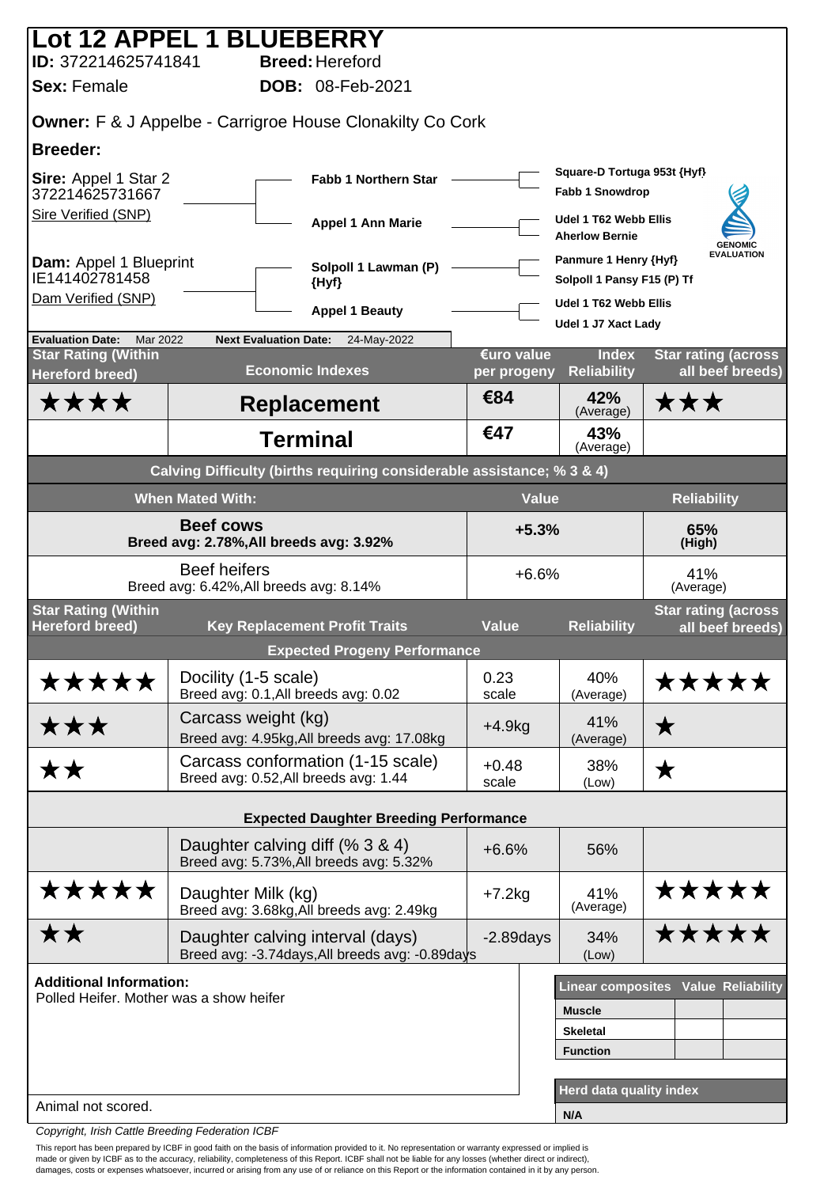# Lot 12 APPEL 1 BLUEBERRY

**ID:** 372214625741841 **Breed:** Hereford

**Sex:** Female **DOB:** 08-Feb-2021

**Owner:** F & J Appelbe - Carrigroe House Clonakilty Co Cork

**Breeder:**

**Sire:** Appel 1 Star 2
372214625731667
Sire Verified (SNP)

- Fabb 1 Northern Star
  - Square-D Tortuga 953t {Hyf}
  - Fabb 1 Snowdrop
- Appel 1 Ann Marie
  - Udel 1 T62 Webb Ellis
  - Aherlow Bernie

**Dam:** Appel 1 Blueprint
IE141402781458
Dam Verified (SNP)

- Solpoll 1 Lawman (P) {Hyf}
  - Panmure 1 Henry {Hyf}
  - Solpoll 1 Pansy F15 (P) Tf
- Appel 1 Beauty
  - Udel 1 T62 Webb Ellis
  - Udel 1 J7 Xact Lady

GENOMIC EVALUATION

**Evaluation Date:** Mar 2022 **Next Evaluation Date:** 24-May-2022

| Star Rating (Within Hereford breed) | Economic Indexes | €uro value per progeny | Index Reliability | Star rating (across all beef breeds) |
|---|---|---|---|---|
| ★★★★ | **Replacement** | €84 | 42% (Average) | ★★★ |
| | **Terminal** | €47 | 43% (Average) | |

**Calving Difficulty (births requiring considerable assistance; % 3 & 4)**

| When Mated With: | Value | Reliability |
|---|---|---|
| **Beef cows** Breed avg: 2.78%,All breeds avg: 3.92% | **+5.3%** | **65% (High)** |
| Beef heifers Breed avg: 6.42%,All breeds avg: 8.14% | +6.6% | 41% (Average) |

| Star Rating (Within Hereford breed) | Key Replacement Profit Traits | Value | Reliability | Star rating (across all beef breeds) |
|---|---|---|---|---|
| | **Expected Progeny Performance** | | | |
| ★★★★★ | Docility (1-5 scale) Breed avg: 0.1,All breeds avg: 0.02 | 0.23 scale | 40% (Average) | ★★★★★ |
| ★★★ | Carcass weight (kg) Breed avg: 4.95kg,All breeds avg: 17.08kg | +4.9kg | 41% (Average) | ★ |
| ★★ | Carcass conformation (1-15 scale) Breed avg: 0.52,All breeds avg: 1.44 | +0.48 scale | 38% (Low) | ★ |
| | **Expected Daughter Breeding Performance** | | | |
| | Daughter calving diff (% 3 & 4) Breed avg: 5.73%,All breeds avg: 5.32% | +6.6% | 56% | |
| ★★★★★ | Daughter Milk (kg) Breed avg: 3.68kg,All breeds avg: 2.49kg | +7.2kg | 41% (Average) | ★★★★★ |
| ★★ | Daughter calving interval (days) Breed avg: -3.74days,All breeds avg: -0.89days | -2.89days | 34% (Low) | ★★★★★ |

**Additional Information:**
Polled Heifer. Mother was a show heifer

Animal not scored.

| Linear composites | Value | Reliability |
|---|---|---|
| Muscle | | |
| Skeletal | | |
| Function | | |

| Herd data quality index |
|---|
| N/A |

*Copyright, Irish Cattle Breeding Federation ICBF*

This report has been prepared by ICBF in good faith on the basis of information provided to it. No representation or warranty expressed or implied is made or given by ICBF as to the accuracy, reliability, completeness of this Report. ICBF shall not be liable for any losses (whether direct or indirect), damages, costs or expenses whatsoever, incurred or arising from any use of or reliance on this Report or the information contained in it by any person.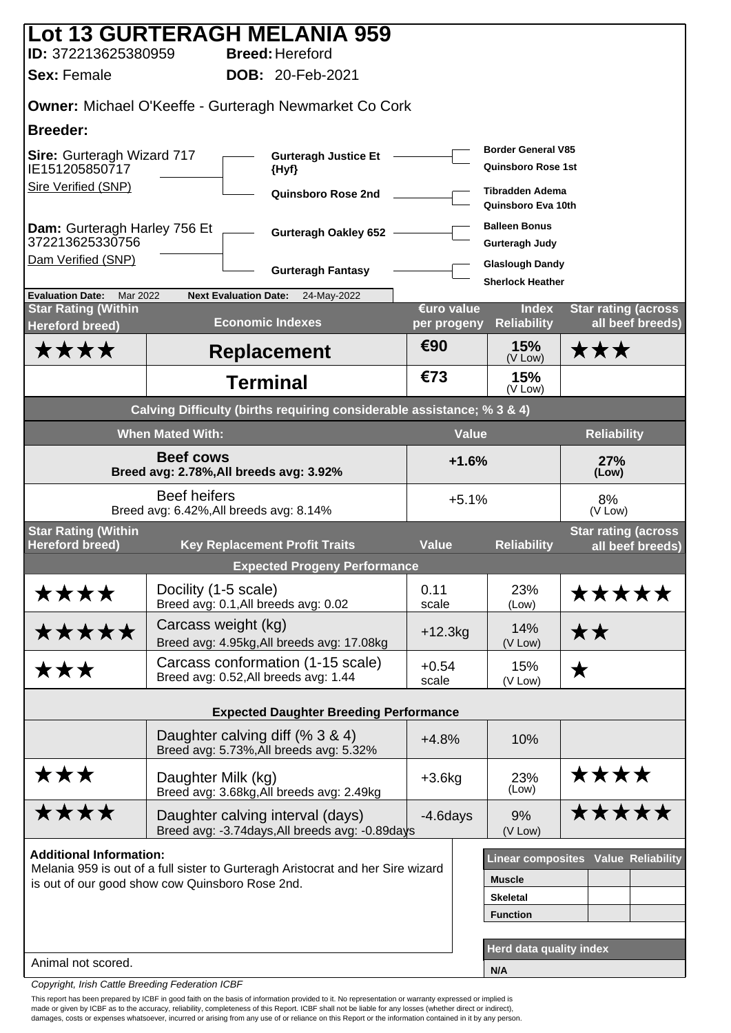# Lot 13 GURTERAGH MELANIA 959

**ID:** 372213625380959 **Breed:** Hereford

**Sex:** Female **DOB:** 20-Feb-2021

**Owner:** Michael O'Keeffe - Gurteragh Newmarket Co Cork

**Breeder:**

| Parent | Grandparents | Great-grandparents |
|---|---|---|
| **Sire:** Gurteragh Wizard 717 IE151205850717 Sire Verified (SNP) | Gurteragh Justice Et {Hyf} | Border General V85 |
| | | Quinsboro Rose 1st |
| | Quinsboro Rose 2nd | Tibradden Adema |
| | | Quinsboro Eva 10th |
| **Dam:** Gurteragh Harley 756 Et 372213625330756 Dam Verified (SNP) | Gurteragh Oakley 652 | Balleen Bonus |
| | | Gurteragh Judy |
| | Gurteragh Fantasy | Glaslough Dandy |
| | | Sherlock Heather |

**Evaluation Date:** Mar 2022 **Next Evaluation Date:** 24-May-2022

| Star Rating (Within Hereford breed) | Economic Indexes | €uro value per progeny | Index Reliability | Star rating (across all beef breeds) |
|---|---|---|---|---|
| ★★★★ | **Replacement** | €90 | 15% (V Low) | ★★★ |
| | **Terminal** | €73 | 15% (V Low) | |

**Calving Difficulty (births requiring considerable assistance; % 3 & 4)**

| When Mated With: | Value | Reliability |
|---|---|---|
| **Beef cows** Breed avg: 2.78%,All breeds avg: 3.92% | +1.6% | 27% (Low) |
| Beef heifers Breed avg: 6.42%,All breeds avg: 8.14% | +5.1% | 8% (V Low) |

| Star Rating (Within Hereford breed) | Key Replacement Profit Traits | Value | Reliability | Star rating (across all beef breeds) |
|---|---|---|---|---|
| | **Expected Progeny Performance** | | | |
| ★★★★ | Docility (1-5 scale) Breed avg: 0.1,All breeds avg: 0.02 | 0.11 scale | 23% (Low) | ★★★★★ |
| ★★★★★ | Carcass weight (kg) Breed avg: 4.95kg,All breeds avg: 17.08kg | +12.3kg | 14% (V Low) | ★★ |
| ★★★ | Carcass conformation (1-15 scale) Breed avg: 0.52,All breeds avg: 1.44 | +0.54 scale | 15% (V Low) | ★ |
| | **Expected Daughter Breeding Performance** | | | |
| | Daughter calving diff (% 3 & 4) Breed avg: 5.73%,All breeds avg: 5.32% | +4.8% | 10% | |
| ★★★ | Daughter Milk (kg) Breed avg: 3.68kg,All breeds avg: 2.49kg | +3.6kg | 23% (Low) | ★★★★ |
| ★★★★ | Daughter calving interval (days) Breed avg: -3.74days,All breeds avg: -0.89days | -4.6days | 9% (V Low) | ★★★★★ |

**Additional Information:**
Melania 959 is out of a full sister to Gurteragh Aristocrat and her Sire wizard is out of our good show cow Quinsboro Rose 2nd.

Animal not scored.

| Linear composites | Value | Reliability |
|---|---|---|
| Muscle | | |
| Skeletal | | |
| Function | | |

| Herd data quality index |
|---|
| N/A |

*Copyright, Irish Cattle Breeding Federation ICBF*

This report has been prepared by ICBF in good faith on the basis of information provided to it. No representation or warranty expressed or implied is made or given by ICBF as to the accuracy, reliability, completeness of this Report. ICBF shall not be liable for any losses (whether direct or indirect), damages, costs or expenses whatsoever, incurred or arising from any use of or reliance on this Report or the information contained in it by any person.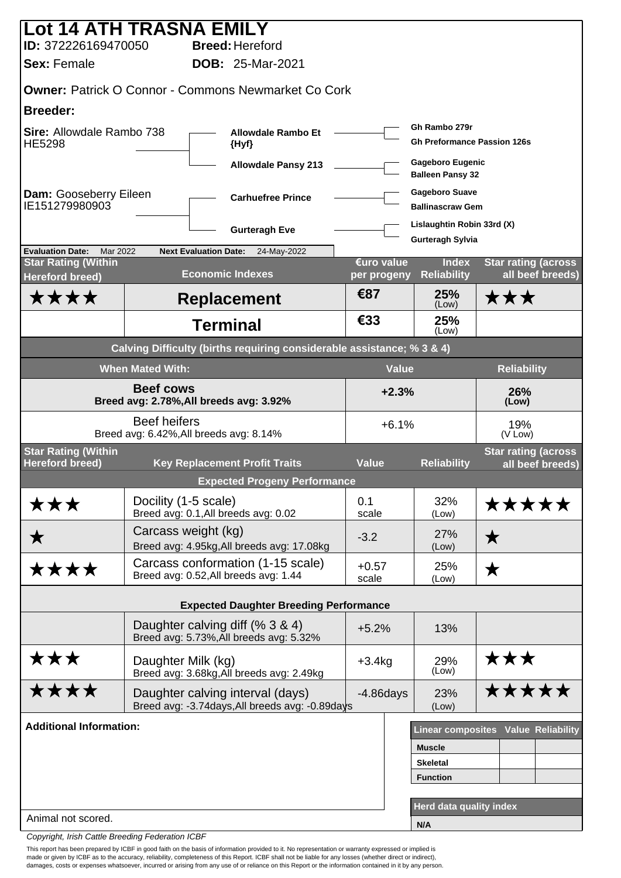# Lot 14 ATH TRASNA EMILY

**ID:** 372226169470050 **Breed:** Hereford

**Sex:** Female **DOB:** 25-Mar-2021

**Owner:** Patrick O Connor - Commons Newmarket Co Cork

**Breeder:**

| | | |
|---|---|---|
| **Sire:** Allowdale Rambo 738 HE5298 | Allowdale Rambo Et {Hyf} | Gh Rambo 279r |
| | | Gh Preformance Passion 126s |
| | Allowdale Pansy 213 | Gageboro Eugenic |
| | | Balleen Pansy 32 |
| **Dam:** Gooseberry Eileen IE151279980903 | Carhuefree Prince | Gageboro Suave |
| | | Ballinascraw Gem |
| | Gurteragh Eve | Lislaughtin Robin 33rd (X) |
| | | Gurteragh Sylvia |

**Evaluation Date:** Mar 2022 **Next Evaluation Date:** 24-May-2022

| Star Rating (Within Hereford breed) | Economic Indexes | €uro value per progeny | Index Reliability | Star rating (across all beef breeds) |
|---|---|---|---|---|
| ★★★★ | **Replacement** | €87 | 25% (Low) | ★★★ |
| | **Terminal** | €33 | 25% (Low) | |

**Calving Difficulty (births requiring considerable assistance; % 3 & 4)**

| When Mated With: | Value | Reliability |
|---|---|---|
| **Beef cows** Breed avg: 2.78%, All breeds avg: 3.92% | +2.3% | 26% (Low) |
| Beef heifers Breed avg: 6.42%, All breeds avg: 8.14% | +6.1% | 19% (V Low) |

| Star Rating (Within Hereford breed) | Key Replacement Profit Traits | Value | Reliability | Star rating (across all beef breeds) |
|---|---|---|---|---|
| | **Expected Progeny Performance** | | | |
| ★★★ | Docility (1-5 scale) Breed avg: 0.1, All breeds avg: 0.02 | 0.1 scale | 32% (Low) | ★★★★★ |
| ★ | Carcass weight (kg) Breed avg: 4.95kg, All breeds avg: 17.08kg | -3.2 | 27% (Low) | ★ |
| ★★★★ | Carcass conformation (1-15 scale) Breed avg: 0.52, All breeds avg: 1.44 | +0.57 scale | 25% (Low) | ★ |
| | **Expected Daughter Breeding Performance** | | | |
| | Daughter calving diff (% 3 & 4) Breed avg: 5.73%, All breeds avg: 5.32% | +5.2% | 13% | |
| ★★★ | Daughter Milk (kg) Breed avg: 3.68kg, All breeds avg: 2.49kg | +3.4kg | 29% (Low) | ★★★ |
| ★★★★ | Daughter calving interval (days) Breed avg: -3.74days, All breeds avg: -0.89days | -4.86days | 23% (Low) | ★★★★★ |

**Additional Information:**

Animal not scored.

| Linear composites | Value | Reliability |
|---|---|---|
| Muscle | | |
| Skeletal | | |
| Function | | |

| Herd data quality index |
|---|
| N/A |

*Copyright, Irish Cattle Breeding Federation ICBF*

This report has been prepared by ICBF in good faith on the basis of information provided to it. No representation or warranty expressed or implied is made or given by ICBF as to the accuracy, reliability, completeness of this Report. ICBF shall not be liable for any losses (whether direct or indirect), damages, costs or expenses whatsoever, incurred or arising from any use of or reliance on this Report or the information contained in it by any person.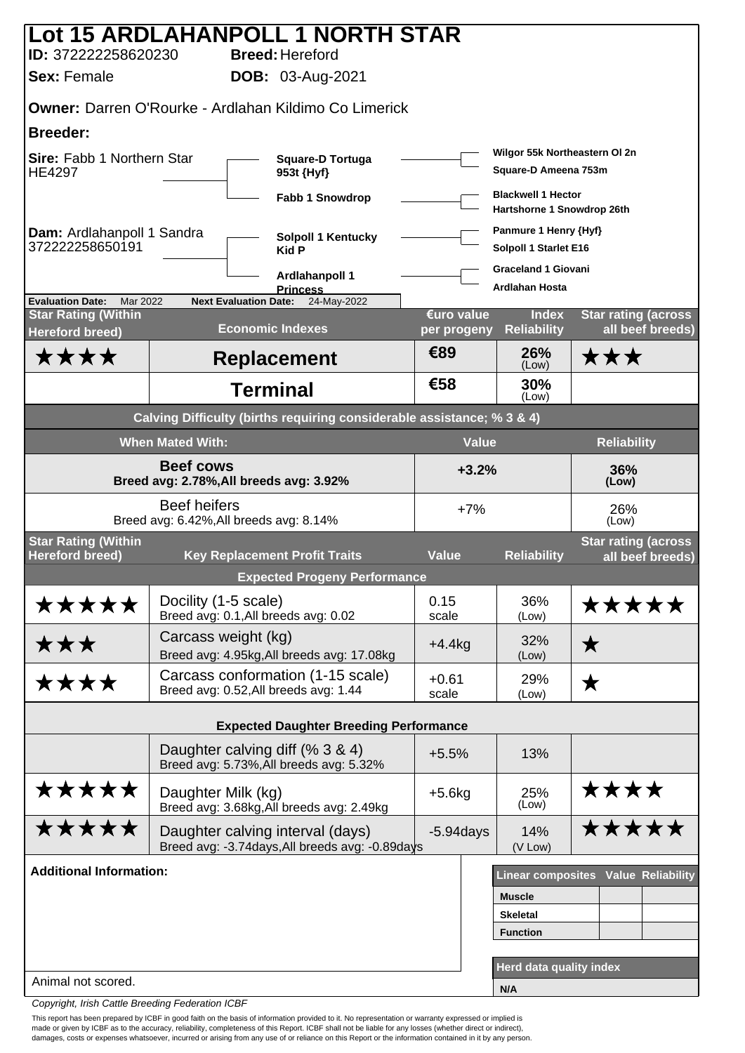# Lot 15 ARDLAHANPOLL 1 NORTH STAR

**ID:** 372222258620230 **Breed:** Hereford

**Sex:** Female **DOB:** 03-Aug-2021

**Owner:** Darren O'Rourke - Ardlahan Kildimo Co Limerick

**Breeder:**

| Parent | Grandparent | Great-grandparent |
|---|---|---|
| **Sire:** Fabb 1 Northern Star HE4297 | Square-D Tortuga 953t {Hyf} | Wilgor 55k Northeastern Ol 2n |
| | | Square-D Ameena 753m |
| | Fabb 1 Snowdrop | Blackwell 1 Hector |
| | | Hartshorne 1 Snowdrop 26th |
| **Dam:** Ardlahanpoll 1 Sandra 372222258650191 | Solpoll 1 Kentucky Kid P | Panmure 1 Henry {Hyf} |
| | | Solpoll 1 Starlet E16 |
| | Ardlahanpoll 1 Princess | Graceland 1 Giovani |
| | | Ardlahan Hosta |

**Evaluation Date:** Mar 2022 **Next Evaluation Date:** 24-May-2022

| Star Rating (Within Hereford breed) | Economic Indexes | €uro value per progeny | Index Reliability | Star rating (across all beef breeds) |
|---|---|---|---|---|
| ★★★★ | **Replacement** | €89 | 26% (Low) | ★★★ |
| | **Terminal** | €58 | 30% (Low) | |

**Calving Difficulty (births requiring considerable assistance; % 3 & 4)**

| When Mated With: | Value | Reliability |
|---|---|---|
| **Beef cows** Breed avg: 2.78%,All breeds avg: 3.92% | +3.2% | 36% (Low) |
| Beef heifers Breed avg: 6.42%,All breeds avg: 8.14% | +7% | 26% (Low) |

| Star Rating (Within Hereford breed) | Key Replacement Profit Traits | Value | Reliability | Star rating (across all beef breeds) |
|---|---|---|---|---|
| | **Expected Progeny Performance** | | | |
| ★★★★★ | Docility (1-5 scale) Breed avg: 0.1,All breeds avg: 0.02 | 0.15 scale | 36% (Low) | ★★★★★ |
| ★★★ | Carcass weight (kg) Breed avg: 4.95kg,All breeds avg: 17.08kg | +4.4kg | 32% (Low) | ★ |
| ★★★★ | Carcass conformation (1-15 scale) Breed avg: 0.52,All breeds avg: 1.44 | +0.61 scale | 29% (Low) | ★ |
| | **Expected Daughter Breeding Performance** | | | |
| | Daughter calving diff (% 3 & 4) Breed avg: 5.73%,All breeds avg: 5.32% | +5.5% | 13% | |
| ★★★★★ | Daughter Milk (kg) Breed avg: 3.68kg,All breeds avg: 2.49kg | +5.6kg | 25% (Low) | ★★★★ |
| ★★★★★ | Daughter calving interval (days) Breed avg: -3.74days,All breeds avg: -0.89days | -5.94days | 14% (V Low) | ★★★★★ |

**Additional Information:**

Animal not scored.

| Linear composites | Value | Reliability |
|---|---|---|
| **Muscle** | | |
| **Skeletal** | | |
| **Function** | | |

| Herd data quality index |
|---|
| **N/A** |

*Copyright, Irish Cattle Breeding Federation ICBF*

This report has been prepared by ICBF in good faith on the basis of information provided to it. No representation or warranty expressed or implied is made or given by ICBF as to the accuracy, reliability, completeness of this Report. ICBF shall not be liable for any losses (whether direct or indirect), damages, costs or expenses whatsoever, incurred or arising from any use of or reliance on this Report or the information contained in it by any person.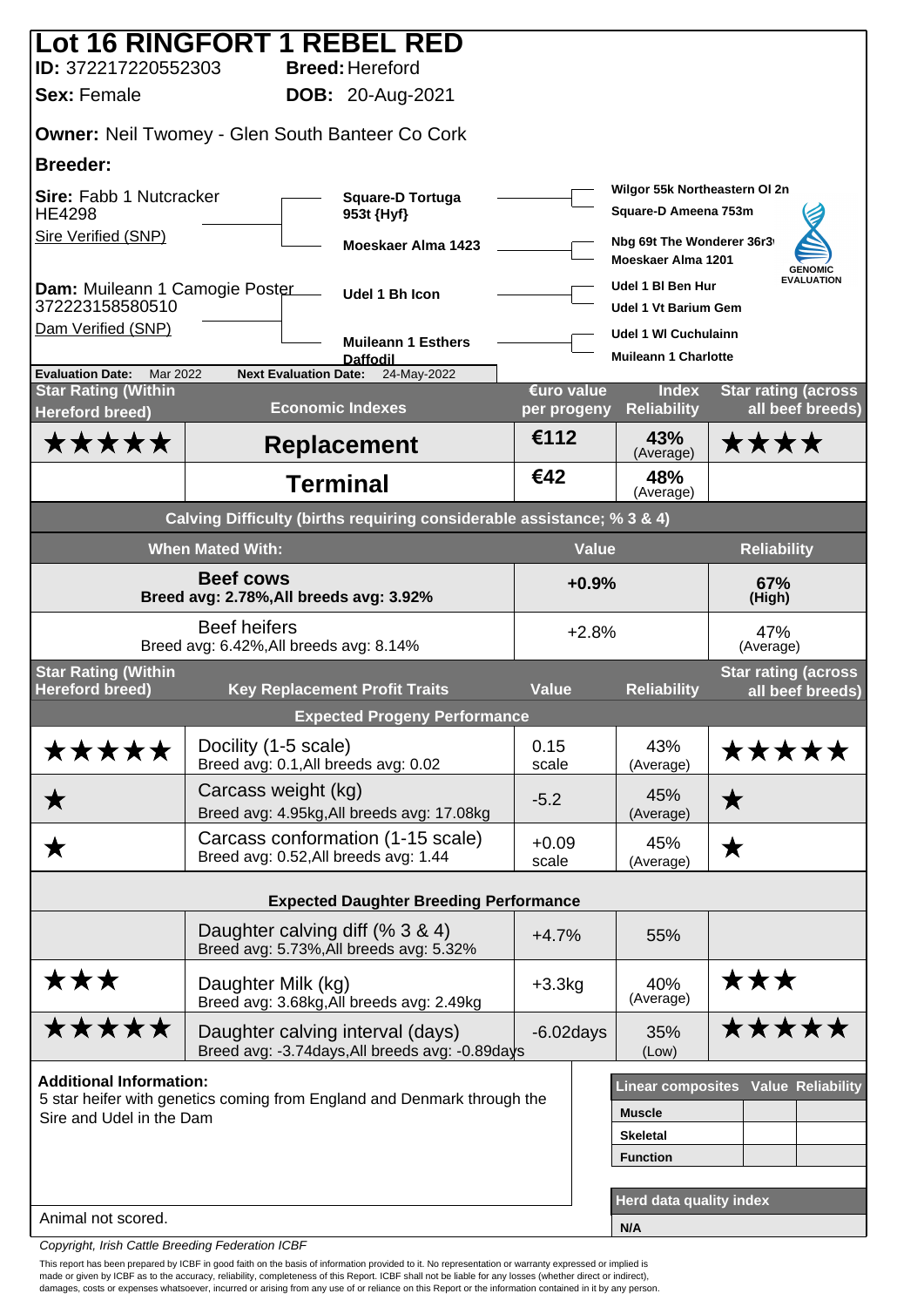# Lot 16 RINGFORT 1 REBEL RED

**ID:** 372217220552303 **Breed:** Hereford

**Sex:** Female **DOB:** 20-Aug-2021

**Owner:** Neil Twomey - Glen South Banteer Co Cork

**Breeder:**

**Sire:** Fabb 1 Nutcracker HE4298
Sire Verified (SNP)

- Square-D Tortuga 953t {Hyf}
  - Wilgor 55k Northeastern Ol 2n
  - Square-D Ameena 753m
- Moeskaer Alma 1423
  - Nbg 69t The Wonderer 36r3
  - Moeskaer Alma 1201

**Dam:** Muileann 1 Camogie Poster 372223158580510
Dam Verified (SNP)

- Udel 1 Bh Icon
  - Udel 1 Bl Ben Hur
  - Udel 1 Vt Barium Gem
- Muileann 1 Esthers Daffodil
  - Udel 1 Wl Cuchulainn
  - Muileann 1 Charlotte

GENOMIC EVALUATION

**Evaluation Date:** Mar 2022 **Next Evaluation Date:** 24-May-2022

| Star Rating (Within Hereford breed) | Economic Indexes | €uro value per progeny | Index Reliability | Star rating (across all beef breeds) |
|---|---|---|---|---|
| ★★★★★ | **Replacement** | €112 | 43% (Average) | ★★★★ |
| | **Terminal** | €42 | 48% (Average) | |

**Calving Difficulty (births requiring considerable assistance; % 3 & 4)**

| When Mated With: | Value | Reliability |
|---|---|---|
| **Beef cows** Breed avg: 2.78%,All breeds avg: 3.92% | +0.9% | 67% (High) |
| Beef heifers Breed avg: 6.42%,All breeds avg: 8.14% | +2.8% | 47% (Average) |

| Star Rating (Within Hereford breed) | Key Replacement Profit Traits | Value | Reliability | Star rating (across all beef breeds) |
|---|---|---|---|---|
| | **Expected Progeny Performance** | | | |
| ★★★★★ | Docility (1-5 scale) Breed avg: 0.1,All breeds avg: 0.02 | 0.15 scale | 43% (Average) | ★★★★★ |
| ★ | Carcass weight (kg) Breed avg: 4.95kg,All breeds avg: 17.08kg | -5.2 | 45% (Average) | ★ |
| ★ | Carcass conformation (1-15 scale) Breed avg: 0.52,All breeds avg: 1.44 | +0.09 scale | 45% (Average) | ★ |
| | **Expected Daughter Breeding Performance** | | | |
| | Daughter calving diff (% 3 & 4) Breed avg: 5.73%,All breeds avg: 5.32% | +4.7% | 55% | |
| ★★★ | Daughter Milk (kg) Breed avg: 3.68kg,All breeds avg: 2.49kg | +3.3kg | 40% (Average) | ★★★ |
| ★★★★★ | Daughter calving interval (days) Breed avg: -3.74days,All breeds avg: -0.89days | -6.02days | 35% (Low) | ★★★★★ |

**Additional Information:**
5 star heifer with genetics coming from England and Denmark through the Sire and Udel in the Dam

Animal not scored.

| Linear composites | Value | Reliability |
|---|---|---|
| Muscle | | |
| Skeletal | | |
| Function | | |

| Herd data quality index |
|---|
| N/A |

*Copyright, Irish Cattle Breeding Federation ICBF*

This report has been prepared by ICBF in good faith on the basis of information provided to it. No representation or warranty expressed or implied is made or given by ICBF as to the accuracy, reliability, completeness of this Report. ICBF shall not be liable for any losses (whether direct or indirect), damages, costs or expenses whatsoever, incurred or arising from any use of or reliance on this Report or the information contained in it by any person.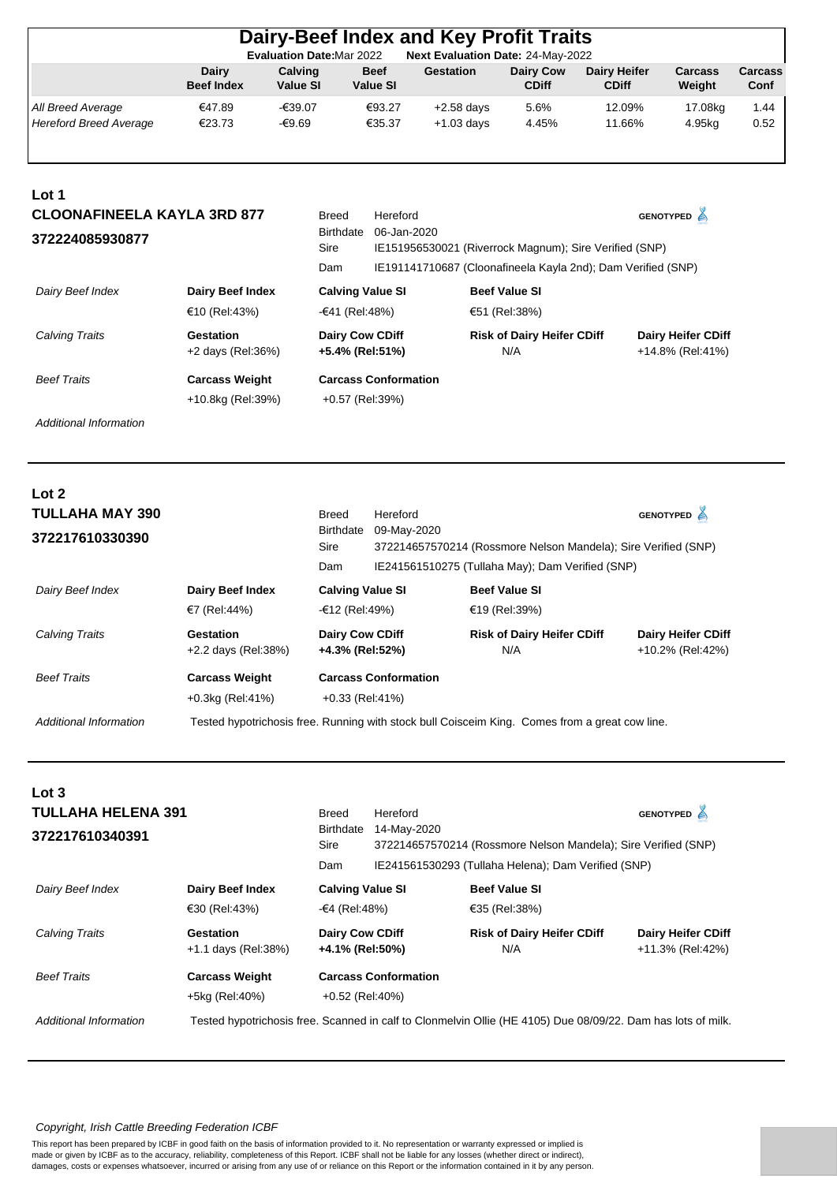# Dairy-Beef Index and Key Profit Traits

**Evaluation Date:** Mar 2022 **Next Evaluation Date:** 24-May-2022

| | Dairy Beef Index | Calving Value SI | Beef Value SI | Gestation | Dairy Cow CDiff | Dairy Heifer CDiff | Carcass Weight | Carcass Conf |
|---|---|---|---|---|---|---|---|---|
| *All Breed Average* | €47.89 | -€39.07 | €93.27 | +2.58 days | 5.6% | 12.09% | 17.08kg | 1.44 |
| *Hereford Breed Average* | €23.73 | -€9.69 | €35.37 | +1.03 days | 4.45% | 11.66% | 4.95kg | 0.52 |

## Lot 1

### CLOONAFINEELA KAYLA 3RD 877

**372224085930877**

GENOTYPED

| | |
|---|---|
| Breed | Hereford |
| Birthdate | 06-Jan-2020 |
| Sire | IE151956530021 (Riverrock Magnum); Sire Verified (SNP) |
| Dam | IE191141710687 (Cloonafineela Kayla 2nd); Dam Verified (SNP) |

| | | | | |
|---|---|---|---|---|
| *Dairy Beef Index* | **Dairy Beef Index**<br>€10 (Rel:43%) | **Calving Value SI**<br>-€41 (Rel:48%) | **Beef Value SI**<br>€51 (Rel:38%) | |
| *Calving Traits* | **Gestation**<br>+2 days (Rel:36%) | **Dairy Cow CDiff**<br>**+5.4% (Rel:51%)** | **Risk of Dairy Heifer CDiff**<br>N/A | **Dairy Heifer CDiff**<br>+14.8% (Rel:41%) |
| *Beef Traits* | **Carcass Weight**<br>+10.8kg (Rel:39%) | **Carcass Conformation**<br>+0.57 (Rel:39%) | | |
| *Additional Information* | | | | |

## Lot 2

### TULLAHA MAY 390

**372217610330390**

GENOTYPED

| | |
|---|---|
| Breed | Hereford |
| Birthdate | 09-May-2020 |
| Sire | 372214657570214 (Rossmore Nelson Mandela); Sire Verified (SNP) |
| Dam | IE241561510275 (Tullaha May); Dam Verified (SNP) |

| | | | | |
|---|---|---|---|---|
| *Dairy Beef Index* | **Dairy Beef Index**<br>€7 (Rel:44%) | **Calving Value SI**<br>-€12 (Rel:49%) | **Beef Value SI**<br>€19 (Rel:39%) | |
| *Calving Traits* | **Gestation**<br>+2.2 days (Rel:38%) | **Dairy Cow CDiff**<br>**+4.3% (Rel:52%)** | **Risk of Dairy Heifer CDiff**<br>N/A | **Dairy Heifer CDiff**<br>+10.2% (Rel:42%) |
| *Beef Traits* | **Carcass Weight**<br>+0.3kg (Rel:41%) | **Carcass Conformation**<br>+0.33 (Rel:41%) | | |

*Additional Information*: Tested hypotrichosis free. Running with stock bull Coisceim King. Comes from a great cow line.

## Lot 3

### TULLAHA HELENA 391

**372217610340391**

GENOTYPED

| | |
|---|---|
| Breed | Hereford |
| Birthdate | 14-May-2020 |
| Sire | 372214657570214 (Rossmore Nelson Mandela); Sire Verified (SNP) |
| Dam | IE241561530293 (Tullaha Helena); Dam Verified (SNP) |

| | | | | |
|---|---|---|---|---|
| *Dairy Beef Index* | **Dairy Beef Index**<br>€30 (Rel:43%) | **Calving Value SI**<br>-€4 (Rel:48%) | **Beef Value SI**<br>€35 (Rel:38%) | |
| *Calving Traits* | **Gestation**<br>+1.1 days (Rel:38%) | **Dairy Cow CDiff**<br>**+4.1% (Rel:50%)** | **Risk of Dairy Heifer CDiff**<br>N/A | **Dairy Heifer CDiff**<br>+11.3% (Rel:42%) |
| *Beef Traits* | **Carcass Weight**<br>+5kg (Rel:40%) | **Carcass Conformation**<br>+0.52 (Rel:40%) | | |

*Additional Information*: Tested hypotrichosis free. Scanned in calf to Clonmelvin Ollie (HE 4105) Due 08/09/22. Dam has lots of milk.

*Copyright, Irish Cattle Breeding Federation ICBF*

This report has been prepared by ICBF in good faith on the basis of information provided to it. No representation or warranty expressed or implied is made or given by ICBF as to the accuracy, reliability, completeness of this Report. ICBF shall not be liable for any losses (whether direct or indirect), damages, costs or expenses whatsoever, incurred or arising from any use of or reliance on this Report or the information contained in it by any person.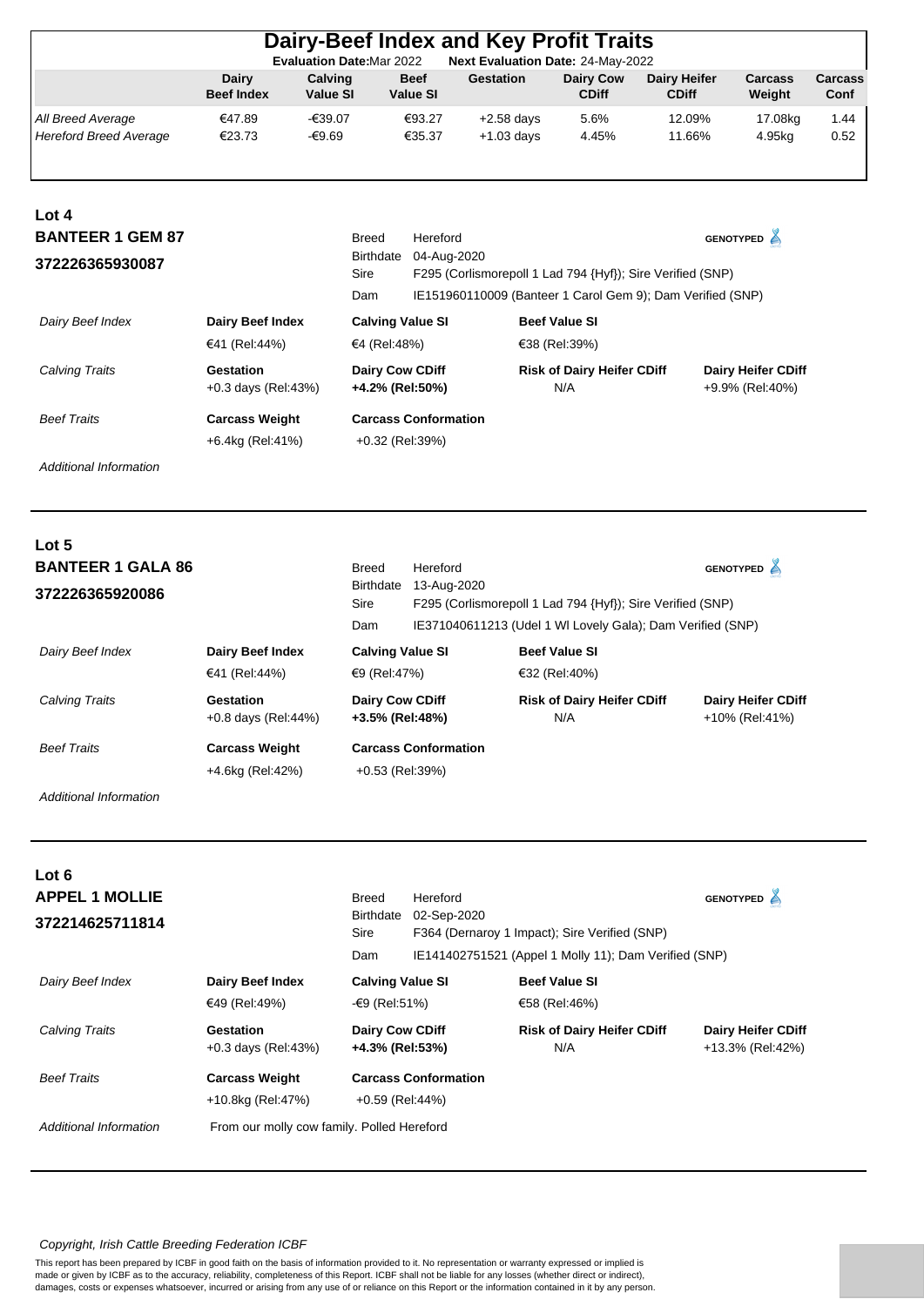# Dairy-Beef Index and Key Profit Traits

**Evaluation Date:** Mar 2022 **Next Evaluation Date:** 24-May-2022

| | Dairy Beef Index | Calving Value SI | Beef Value SI | Gestation | Dairy Cow CDiff | Dairy Heifer CDiff | Carcass Weight | Carcass Conf |
|---|---|---|---|---|---|---|---|---|
| *All Breed Average* | €47.89 | -€39.07 | €93.27 | +2.58 days | 5.6% | 12.09% | 17.08kg | 1.44 |
| *Hereford Breed Average* | €23.73 | -€9.69 | €35.37 | +1.03 days | 4.45% | 11.66% | 4.95kg | 0.52 |

## Lot 4

### BANTEER 1 GEM 87

### 372226365930087

GENOTYPED

| | |
|---|---|
| Breed | Hereford |
| Birthdate | 04-Aug-2020 |
| Sire | F295 (Corlismorepoll 1 Lad 794 {Hyf}); Sire Verified (SNP) |
| Dam | IE151960110009 (Banteer 1 Carol Gem 9); Dam Verified (SNP) |

| | | | | |
|---|---|---|---|---|
| *Dairy Beef Index* | **Dairy Beef Index** | **Calving Value SI** | **Beef Value SI** | |
| | €41 (Rel:44%) | €4 (Rel:48%) | €38 (Rel:39%) | |
| *Calving Traits* | **Gestation** +0.3 days (Rel:43%) | **Dairy Cow CDiff** **+4.2% (Rel:50%)** | **Risk of Dairy Heifer CDiff** N/A | **Dairy Heifer CDiff** +9.9% (Rel:40%) |
| *Beef Traits* | **Carcass Weight** | **Carcass Conformation** | | |
| | +6.4kg (Rel:41%) | +0.32 (Rel:39%) | | |
| *Additional Information* | | | | |

## Lot 5

### BANTEER 1 GALA 86

### 372226365920086

GENOTYPED

| | |
|---|---|
| Breed | Hereford |
| Birthdate | 13-Aug-2020 |
| Sire | F295 (Corlismorepoll 1 Lad 794 {Hyf}); Sire Verified (SNP) |
| Dam | IE371040611213 (Udel 1 Wl Lovely Gala); Dam Verified (SNP) |

| | | | | |
|---|---|---|---|---|
| *Dairy Beef Index* | **Dairy Beef Index** | **Calving Value SI** | **Beef Value SI** | |
| | €41 (Rel:44%) | €9 (Rel:47%) | €32 (Rel:40%) | |
| *Calving Traits* | **Gestation** +0.8 days (Rel:44%) | **Dairy Cow CDiff** **+3.5% (Rel:48%)** | **Risk of Dairy Heifer CDiff** N/A | **Dairy Heifer CDiff** +10% (Rel:41%) |
| *Beef Traits* | **Carcass Weight** | **Carcass Conformation** | | |
| | +4.6kg (Rel:42%) | +0.53 (Rel:39%) | | |
| *Additional Information* | | | | |

## Lot 6

### APPEL 1 MOLLIE

### 372214625711814

GENOTYPED

| | |
|---|---|
| Breed | Hereford |
| Birthdate | 02-Sep-2020 |
| Sire | F364 (Dernaroy 1 Impact); Sire Verified (SNP) |
| Dam | IE141402751521 (Appel 1 Molly 11); Dam Verified (SNP) |

| | | | | |
|---|---|---|---|---|
| *Dairy Beef Index* | **Dairy Beef Index** | **Calving Value SI** | **Beef Value SI** | |
| | €49 (Rel:49%) | -€9 (Rel:51%) | €58 (Rel:46%) | |
| *Calving Traits* | **Gestation** +0.3 days (Rel:43%) | **Dairy Cow CDiff** **+4.3% (Rel:53%)** | **Risk of Dairy Heifer CDiff** N/A | **Dairy Heifer CDiff** +13.3% (Rel:42%) |
| *Beef Traits* | **Carcass Weight** | **Carcass Conformation** | | |
| | +10.8kg (Rel:47%) | +0.59 (Rel:44%) | | |
| *Additional Information* | From our molly cow family. Polled Hereford | | | |

*Copyright, Irish Cattle Breeding Federation ICBF*

This report has been prepared by ICBF in good faith on the basis of information provided to it. No representation or warranty expressed or implied is made or given by ICBF as to the accuracy, reliability, completeness of this Report. ICBF shall not be liable for any losses (whether direct or indirect), damages, costs or expenses whatsoever, incurred or arising from any use of or reliance on this Report or the information contained in it by any person.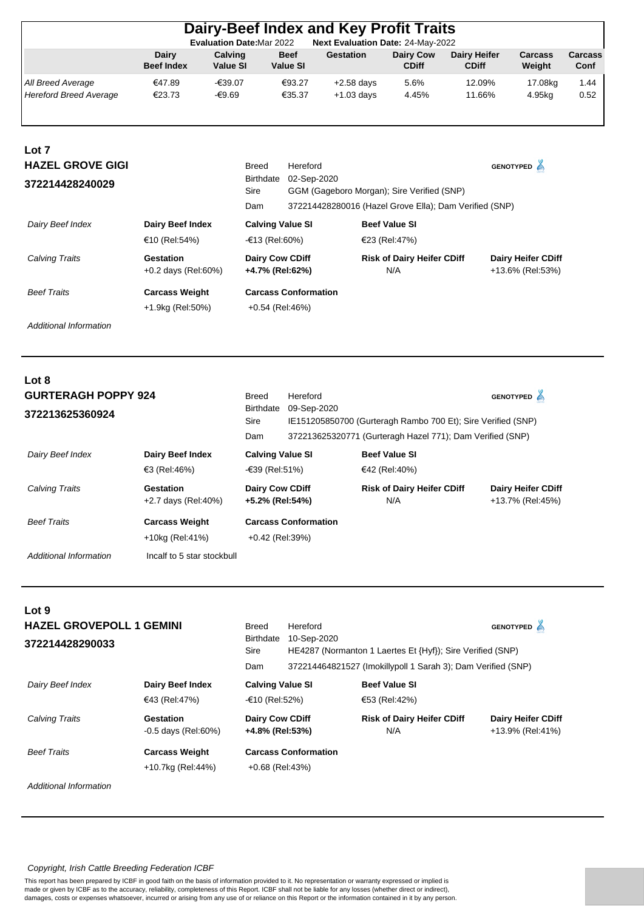# Dairy-Beef Index and Key Profit Traits

**Evaluation Date:** Mar 2022 **Next Evaluation Date:** 24-May-2022

| | Dairy Beef Index | Calving Value SI | Beef Value SI | Gestation | Dairy Cow CDiff | Dairy Heifer CDiff | Carcass Weight | Carcass Conf |
|---|---|---|---|---|---|---|---|---|
| *All Breed Average* | €47.89 | -€39.07 | €93.27 | +2.58 days | 5.6% | 12.09% | 17.08kg | 1.44 |
| *Hereford Breed Average* | €23.73 | -€9.69 | €35.37 | +1.03 days | 4.45% | 11.66% | 4.95kg | 0.52 |

## Lot 7

### HAZEL GROVE GIGI

**372214428240029**

GENOTYPED

| | |
|---|---|
| Breed | Hereford |
| Birthdate | 02-Sep-2020 |
| Sire | GGM (Gageboro Morgan); Sire Verified (SNP) |
| Dam | 372214428280016 (Hazel Grove Ella); Dam Verified (SNP) |

| | | | | |
|---|---|---|---|---|
| *Dairy Beef Index* | **Dairy Beef Index** | **Calving Value SI** | **Beef Value SI** | |
| | €10 (Rel:54%) | -€13 (Rel:60%) | €23 (Rel:47%) | |
| *Calving Traits* | **Gestation** | **Dairy Cow CDiff** | **Risk of Dairy Heifer CDiff** | **Dairy Heifer CDiff** |
| | +0.2 days (Rel:60%) | **+4.7% (Rel:62%)** | N/A | +13.6% (Rel:53%) |
| *Beef Traits* | **Carcass Weight** | **Carcass Conformation** | | |
| | +1.9kg (Rel:50%) | +0.54 (Rel:46%) | | |
| *Additional Information* | | | | |

## Lot 8

### GURTERAGH POPPY 924

**372213625360924**

GENOTYPED

| | |
|---|---|
| Breed | Hereford |
| Birthdate | 09-Sep-2020 |
| Sire | IE151205850700 (Gurteragh Rambo 700 Et); Sire Verified (SNP) |
| Dam | 372213625320771 (Gurteragh Hazel 771); Dam Verified (SNP) |

| | | | | |
|---|---|---|---|---|
| *Dairy Beef Index* | **Dairy Beef Index** | **Calving Value SI** | **Beef Value SI** | |
| | €3 (Rel:46%) | -€39 (Rel:51%) | €42 (Rel:40%) | |
| *Calving Traits* | **Gestation** | **Dairy Cow CDiff** | **Risk of Dairy Heifer CDiff** | **Dairy Heifer CDiff** |
| | +2.7 days (Rel:40%) | **+5.2% (Rel:54%)** | N/A | +13.7% (Rel:45%) |
| *Beef Traits* | **Carcass Weight** | **Carcass Conformation** | | |
| | +10kg (Rel:41%) | +0.42 (Rel:39%) | | |
| *Additional Information* | Incalf to 5 star stockbull | | | |

## Lot 9

### HAZEL GROVEPOLL 1 GEMINI

**372214428290033**

GENOTYPED

| | |
|---|---|
| Breed | Hereford |
| Birthdate | 10-Sep-2020 |
| Sire | HE4287 (Normanton 1 Laertes Et {Hyf}); Sire Verified (SNP) |
| Dam | 372214464821527 (Imokillypoll 1 Sarah 3); Dam Verified (SNP) |

| | | | | |
|---|---|---|---|---|
| *Dairy Beef Index* | **Dairy Beef Index** | **Calving Value SI** | **Beef Value SI** | |
| | €43 (Rel:47%) | -€10 (Rel:52%) | €53 (Rel:42%) | |
| *Calving Traits* | **Gestation** | **Dairy Cow CDiff** | **Risk of Dairy Heifer CDiff** | **Dairy Heifer CDiff** |
| | -0.5 days (Rel:60%) | **+4.8% (Rel:53%)** | N/A | +13.9% (Rel:41%) |
| *Beef Traits* | **Carcass Weight** | **Carcass Conformation** | | |
| | +10.7kg (Rel:44%) | +0.68 (Rel:43%) | | |
| *Additional Information* | | | | |

*Copyright, Irish Cattle Breeding Federation ICBF*

This report has been prepared by ICBF in good faith on the basis of information provided to it. No representation or warranty expressed or implied is made or given by ICBF as to the accuracy, reliability, completeness of this Report. ICBF shall not be liable for any losses (whether direct or indirect), damages, costs or expenses whatsoever, incurred or arising from any use of or reliance on this Report or the information contained in it by any person.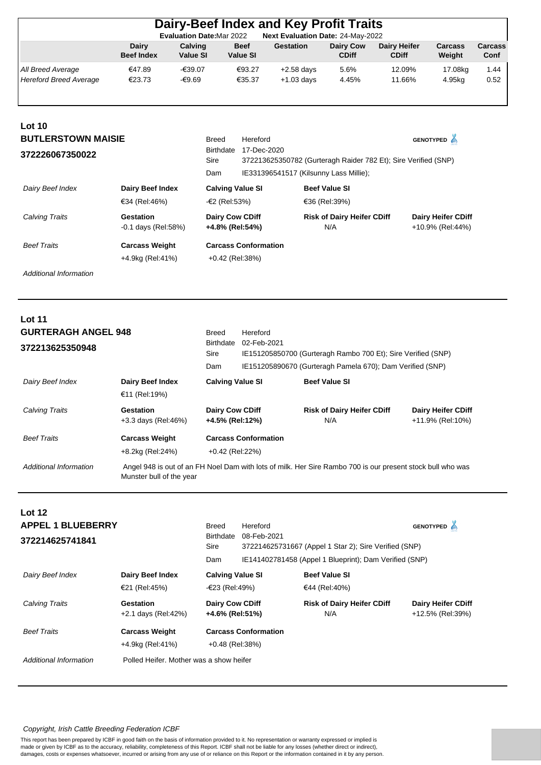# Dairy-Beef Index and Key Profit Traits

**Evaluation Date:** Mar 2022 **Next Evaluation Date:** 24-May-2022

| | Dairy Beef Index | Calving Value SI | Beef Value SI | Gestation | Dairy Cow CDiff | Dairy Heifer CDiff | Carcass Weight | Carcass Conf |
|---|---|---|---|---|---|---|---|---|
| *All Breed Average* | €47.89 | -€39.07 | €93.27 | +2.58 days | 5.6% | 12.09% | 17.08kg | 1.44 |
| *Hereford Breed Average* | €23.73 | -€9.69 | €35.37 | +1.03 days | 4.45% | 11.66% | 4.95kg | 0.52 |

## Lot 10

### BUTLERSTOWN MAISIE
### 372226067350022

GENOTYPED

| | |
|---|---|
| Breed | Hereford |
| Birthdate | 17-Dec-2020 |
| Sire | 372213625350782 (Gurteragh Raider 782 Et); Sire Verified (SNP) |
| Dam | IE331396541517 (Kilsunny Lass Millie); |

| | | | | |
|---|---|---|---|---|
| *Dairy Beef Index* | **Dairy Beef Index** | **Calving Value SI** | **Beef Value SI** | |
| | €34 (Rel:46%) | -€2 (Rel:53%) | €36 (Rel:39%) | |
| *Calving Traits* | **Gestation** | **Dairy Cow CDiff** | **Risk of Dairy Heifer CDiff** | **Dairy Heifer CDiff** |
| | -0.1 days (Rel:58%) | **+4.8% (Rel:54%)** | N/A | +10.9% (Rel:44%) |
| *Beef Traits* | **Carcass Weight** | **Carcass Conformation** | | |
| | +4.9kg (Rel:41%) | +0.42 (Rel:38%) | | |
| *Additional Information* | | | | |

## Lot 11

### GURTERAGH ANGEL 948
### 372213625350948

| | |
|---|---|
| Breed | Hereford |
| Birthdate | 02-Feb-2021 |
| Sire | IE151205850700 (Gurteragh Rambo 700 Et); Sire Verified (SNP) |
| Dam | IE151205890670 (Gurteragh Pamela 670); Dam Verified (SNP) |

| | | | | |
|---|---|---|---|---|
| *Dairy Beef Index* | **Dairy Beef Index** | **Calving Value SI** | **Beef Value SI** | |
| | €11 (Rel:19%) | | | |
| *Calving Traits* | **Gestation** | **Dairy Cow CDiff** | **Risk of Dairy Heifer CDiff** | **Dairy Heifer CDiff** |
| | +3.3 days (Rel:46%) | **+4.5% (Rel:12%)** | N/A | +11.9% (Rel:10%) |
| *Beef Traits* | **Carcass Weight** | **Carcass Conformation** | | |
| | +8.2kg (Rel:24%) | +0.42 (Rel:22%) | | |

*Additional Information*: Angel 948 is out of an FH Noel Dam with lots of milk. Her Sire Rambo 700 is our present stock bull who was Munster bull of the year

## Lot 12

### APPEL 1 BLUEBERRY
### 372214625741841

GENOTYPED

| | |
|---|---|
| Breed | Hereford |
| Birthdate | 08-Feb-2021 |
| Sire | 372214625731667 (Appel 1 Star 2); Sire Verified (SNP) |
| Dam | IE141402781458 (Appel 1 Blueprint); Dam Verified (SNP) |

| | | | | |
|---|---|---|---|---|
| *Dairy Beef Index* | **Dairy Beef Index** | **Calving Value SI** | **Beef Value SI** | |
| | €21 (Rel:45%) | -€23 (Rel:49%) | €44 (Rel:40%) | |
| *Calving Traits* | **Gestation** | **Dairy Cow CDiff** | **Risk of Dairy Heifer CDiff** | **Dairy Heifer CDiff** |
| | +2.1 days (Rel:42%) | **+4.6% (Rel:51%)** | N/A | +12.5% (Rel:39%) |
| *Beef Traits* | **Carcass Weight** | **Carcass Conformation** | | |
| | +4.9kg (Rel:41%) | +0.48 (Rel:38%) | | |

*Additional Information*: Polled Heifer. Mother was a show heifer

*Copyright, Irish Cattle Breeding Federation ICBF*

This report has been prepared by ICBF in good faith on the basis of information provided to it. No representation or warranty expressed or implied is made or given by ICBF as to the accuracy, reliability, completeness of this Report. ICBF shall not be liable for any losses (whether direct or indirect), damages, costs or expenses whatsoever, incurred or arising from any use of or reliance on this Report or the information contained in it by any person.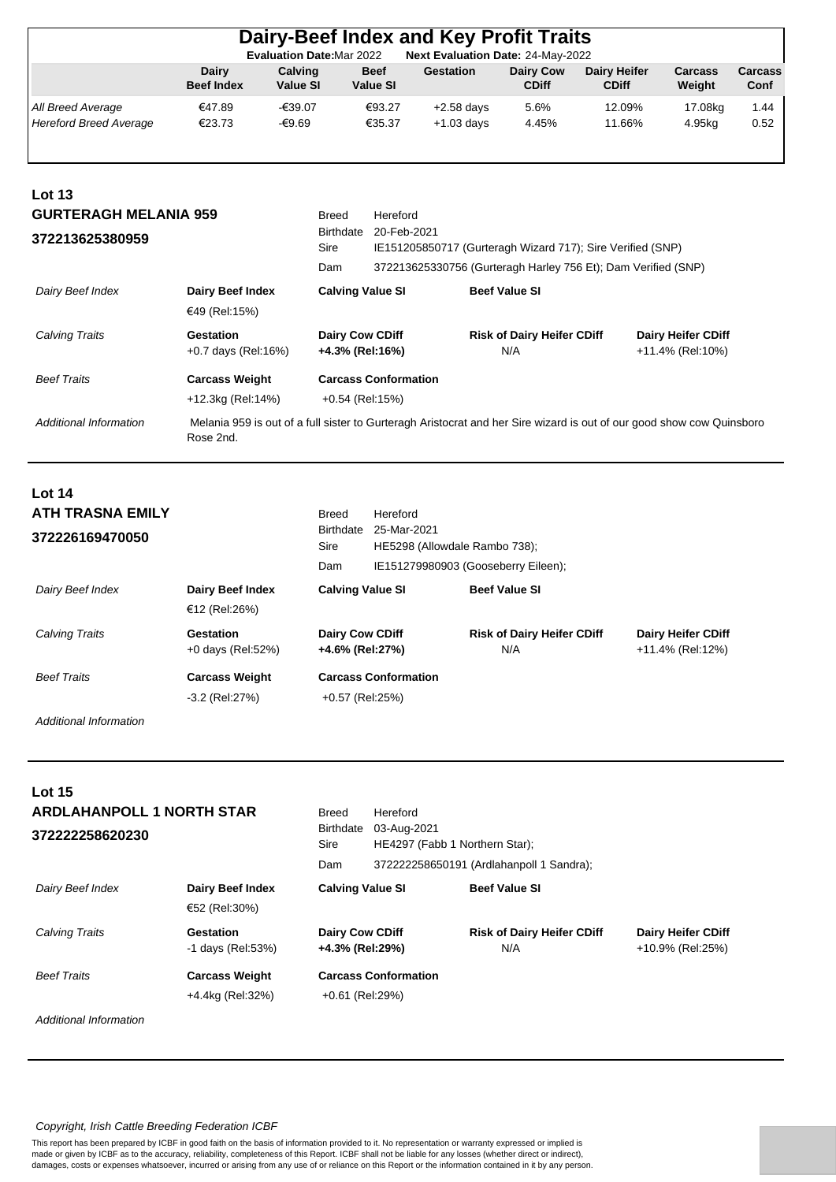# Dairy-Beef Index and Key Profit Traits

**Evaluation Date:** Mar 2022 **Next Evaluation Date:** 24-May-2022

| | Dairy Beef Index | Calving Value SI | Beef Value SI | Gestation | Dairy Cow CDiff | Dairy Heifer CDiff | Carcass Weight | Carcass Conf |
|---|---|---|---|---|---|---|---|---|
| *All Breed Average* | €47.89 | -€39.07 | €93.27 | +2.58 days | 5.6% | 12.09% | 17.08kg | 1.44 |
| *Hereford Breed Average* | €23.73 | -€9.69 | €35.37 | +1.03 days | 4.45% | 11.66% | 4.95kg | 0.52 |

## Lot 13

**GURTERAGH MELANIA 959**

**372213625380959**

| | |
|---|---|
| Breed | Hereford |
| Birthdate | 20-Feb-2021 |
| Sire | IE151205850717 (Gurteragh Wizard 717); Sire Verified (SNP) |
| Dam | 372213625330756 (Gurteragh Harley 756 Et); Dam Verified (SNP) |

| | | | | |
|---|---|---|---|---|
| *Dairy Beef Index* | **Dairy Beef Index** €49 (Rel:15%) | **Calving Value SI** | **Beef Value SI** | |
| *Calving Traits* | **Gestation** +0.7 days (Rel:16%) | **Dairy Cow CDiff** **+4.3% (Rel:16%)** | **Risk of Dairy Heifer CDiff** N/A | **Dairy Heifer CDiff** +11.4% (Rel:10%) |
| *Beef Traits* | **Carcass Weight** +12.3kg (Rel:14%) | **Carcass Conformation** +0.54 (Rel:15%) | | |

*Additional Information*: Melania 959 is out of a full sister to Gurteragh Aristocrat and her Sire wizard is out of our good show cow Quinsboro Rose 2nd.

## Lot 14

**ATH TRASNA EMILY**

**372226169470050**

| | |
|---|---|
| Breed | Hereford |
| Birthdate | 25-Mar-2021 |
| Sire | HE5298 (Allowdale Rambo 738); |
| Dam | IE151279980903 (Gooseberry Eileen); |

| | | | | |
|---|---|---|---|---|
| *Dairy Beef Index* | **Dairy Beef Index** €12 (Rel:26%) | **Calving Value SI** | **Beef Value SI** | |
| *Calving Traits* | **Gestation** +0 days (Rel:52%) | **Dairy Cow CDiff** **+4.6% (Rel:27%)** | **Risk of Dairy Heifer CDiff** N/A | **Dairy Heifer CDiff** +11.4% (Rel:12%) |
| *Beef Traits* | **Carcass Weight** -3.2 (Rel:27%) | **Carcass Conformation** +0.57 (Rel:25%) | | |

*Additional Information*

## Lot 15

**ARDLAHANPOLL 1 NORTH STAR**

**372222258620230**

| | |
|---|---|
| Breed | Hereford |
| Birthdate | 03-Aug-2021 |
| Sire | HE4297 (Fabb 1 Northern Star); |
| Dam | 372222258650191 (Ardlahanpoll 1 Sandra); |

| | | | | |
|---|---|---|---|---|
| *Dairy Beef Index* | **Dairy Beef Index** €52 (Rel:30%) | **Calving Value SI** | **Beef Value SI** | |
| *Calving Traits* | **Gestation** -1 days (Rel:53%) | **Dairy Cow CDiff** **+4.3% (Rel:29%)** | **Risk of Dairy Heifer CDiff** N/A | **Dairy Heifer CDiff** +10.9% (Rel:25%) |
| *Beef Traits* | **Carcass Weight** +4.4kg (Rel:32%) | **Carcass Conformation** +0.61 (Rel:29%) | | |

*Additional Information*

*Copyright, Irish Cattle Breeding Federation ICBF*

This report has been prepared by ICBF in good faith on the basis of information provided to it. No representation or warranty expressed or implied is made or given by ICBF as to the accuracy, reliability, completeness of this Report. ICBF shall not be liable for any losses (whether direct or indirect), damages, costs or expenses whatsoever, incurred or arising from any use of or reliance on this Report or the information contained in it by any person.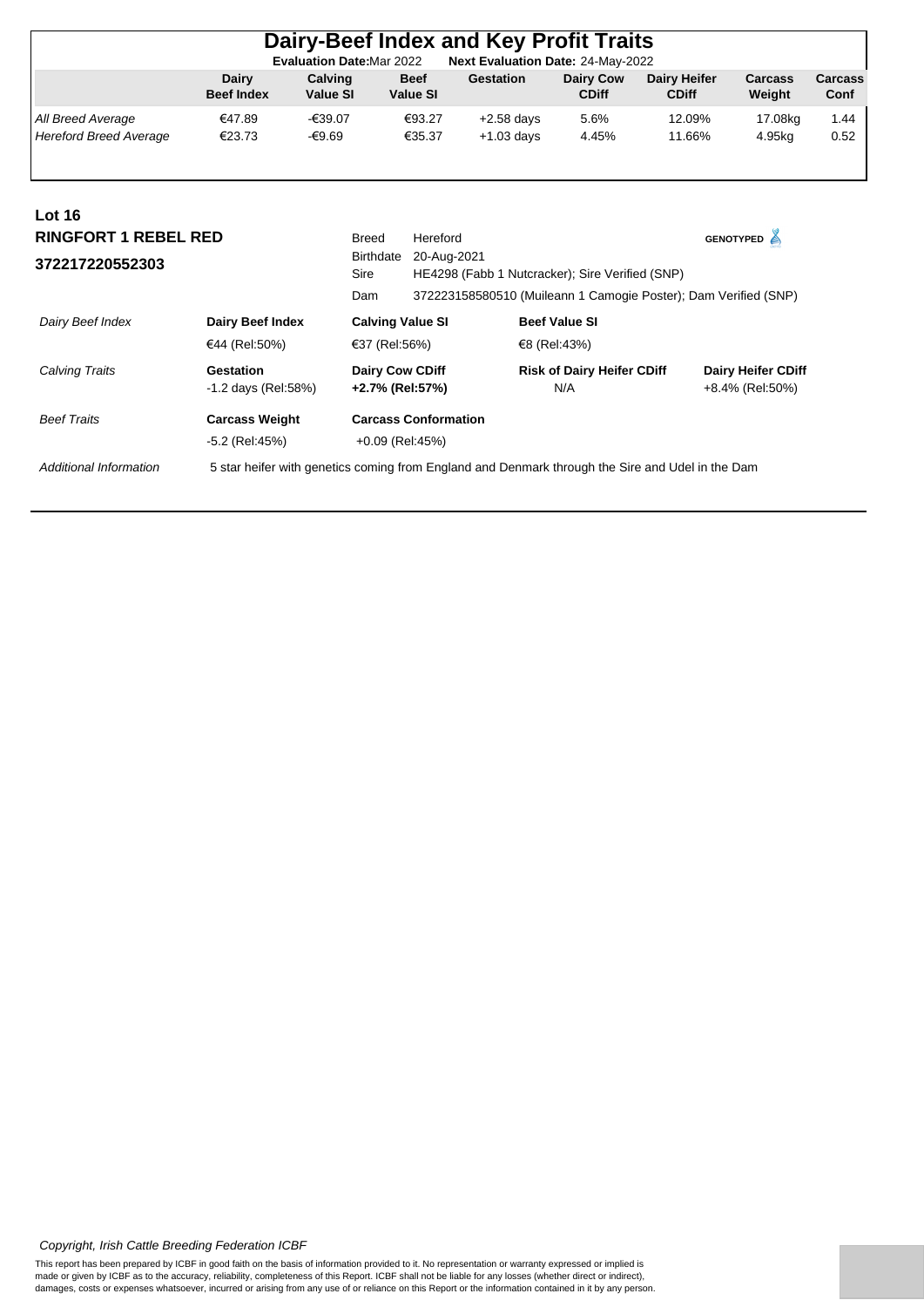# Dairy-Beef Index and Key Profit Traits

**Evaluation Date:** Mar 2022 **Next Evaluation Date:** 24-May-2022

| | Dairy Beef Index | Calving Value SI | Beef Value SI | Gestation | Dairy Cow CDiff | Dairy Heifer CDiff | Carcass Weight | Carcass Conf |
|---|---|---|---|---|---|---|---|---|
| *All Breed Average* | €47.89 | -€39.07 | €93.27 | +2.58 days | 5.6% | 12.09% | 17.08kg | 1.44 |
| *Hereford Breed Average* | €23.73 | -€9.69 | €35.37 | +1.03 days | 4.45% | 11.66% | 4.95kg | 0.52 |

## Lot 16

**RINGFORT 1 REBEL RED**

**372217220552303**

GENOTYPED

| | |
|---|---|
| Breed | Hereford |
| Birthdate | 20-Aug-2021 |
| Sire | HE4298 (Fabb 1 Nutcracker); Sire Verified (SNP) |
| Dam | 372223158580510 (Muileann 1 Camogie Poster); Dam Verified (SNP) |

| | | | | |
|---|---|---|---|---|
| *Dairy Beef Index* | **Dairy Beef Index** | **Calving Value SI** | **Beef Value SI** | |
| | €44 (Rel:50%) | €37 (Rel:56%) | €8 (Rel:43%) | |
| *Calving Traits* | **Gestation** -1.2 days (Rel:58%) | **Dairy Cow CDiff** **+2.7% (Rel:57%)** | **Risk of Dairy Heifer CDiff** N/A | **Dairy Heifer CDiff** +8.4% (Rel:50%) |
| *Beef Traits* | **Carcass Weight** | **Carcass Conformation** | | |
| | -5.2 (Rel:45%) | +0.09 (Rel:45%) | | |
| *Additional Information* | 5 star heifer with genetics coming from England and Denmark through the Sire and Udel in the Dam | | | |

*Copyright, Irish Cattle Breeding Federation ICBF*

This report has been prepared by ICBF in good faith on the basis of information provided to it. No representation or warranty expressed or implied is made or given by ICBF as to the accuracy, reliability, completeness of this Report. ICBF shall not be liable for any losses (whether direct or indirect), damages, costs or expenses whatsoever, incurred or arising from any use of or reliance on this Report or the information contained in it by any person.